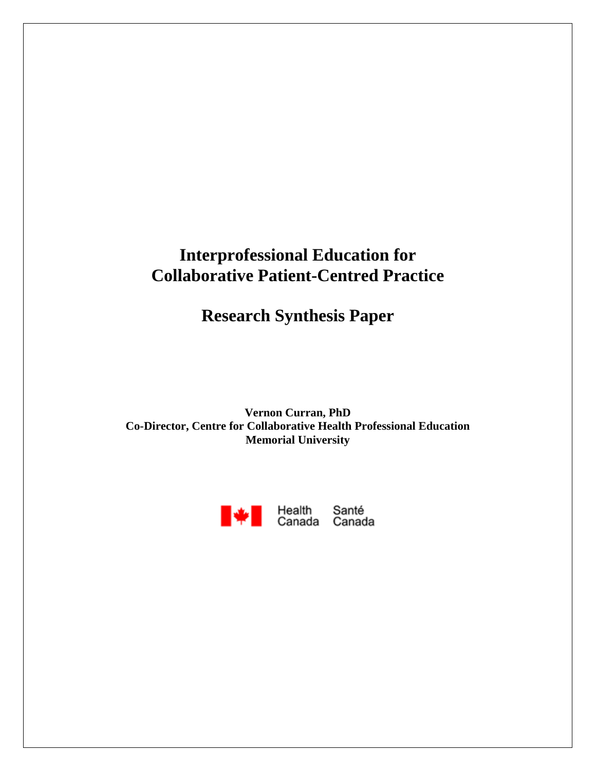# Interprofessional Education for Collaborative Patient-Centred Practice

## Research Synthesis Paper

**Vernon Curran, PhD**
**Co-Director, Centre for Collaborative Health Professional Education**
**Memorial University**

Health Canada Santé Canada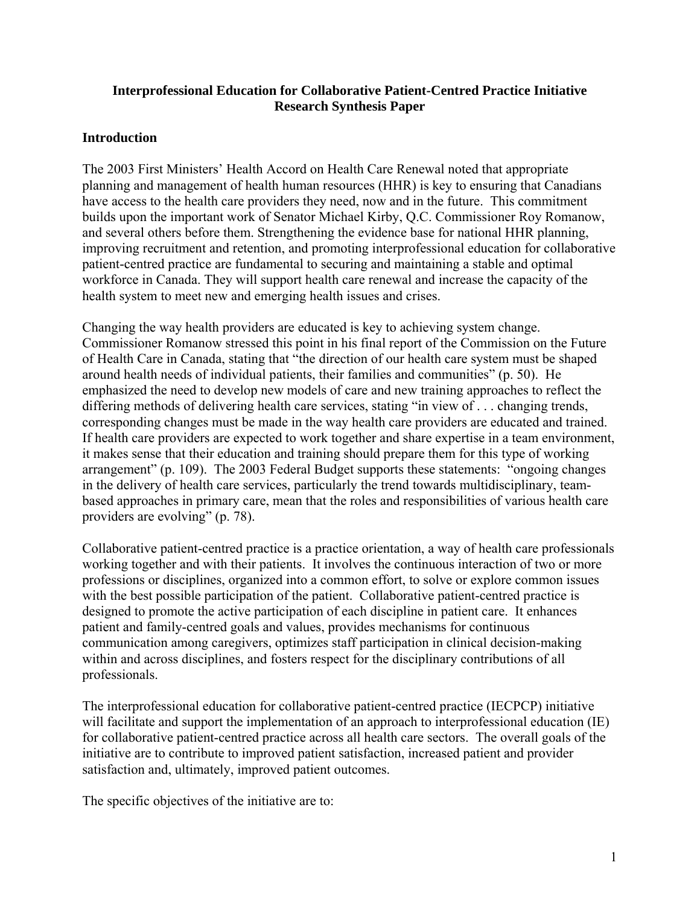# Interprofessional Education for Collaborative Patient-Centred Practice Initiative Research Synthesis Paper

## Introduction

The 2003 First Ministers' Health Accord on Health Care Renewal noted that appropriate planning and management of health human resources (HHR) is key to ensuring that Canadians have access to the health care providers they need, now and in the future. This commitment builds upon the important work of Senator Michael Kirby, Q.C. Commissioner Roy Romanow, and several others before them. Strengthening the evidence base for national HHR planning, improving recruitment and retention, and promoting interprofessional education for collaborative patient-centred practice are fundamental to securing and maintaining a stable and optimal workforce in Canada. They will support health care renewal and increase the capacity of the health system to meet new and emerging health issues and crises.

Changing the way health providers are educated is key to achieving system change. Commissioner Romanow stressed this point in his final report of the Commission on the Future of Health Care in Canada, stating that "the direction of our health care system must be shaped around health needs of individual patients, their families and communities" (p. 50). He emphasized the need to develop new models of care and new training approaches to reflect the differing methods of delivering health care services, stating "in view of . . . changing trends, corresponding changes must be made in the way health care providers are educated and trained. If health care providers are expected to work together and share expertise in a team environment, it makes sense that their education and training should prepare them for this type of working arrangement" (p. 109). The 2003 Federal Budget supports these statements: "ongoing changes in the delivery of health care services, particularly the trend towards multidisciplinary, team-based approaches in primary care, mean that the roles and responsibilities of various health care providers are evolving" (p. 78).

Collaborative patient-centred practice is a practice orientation, a way of health care professionals working together and with their patients. It involves the continuous interaction of two or more professions or disciplines, organized into a common effort, to solve or explore common issues with the best possible participation of the patient. Collaborative patient-centred practice is designed to promote the active participation of each discipline in patient care. It enhances patient and family-centred goals and values, provides mechanisms for continuous communication among caregivers, optimizes staff participation in clinical decision-making within and across disciplines, and fosters respect for the disciplinary contributions of all professionals.

The interprofessional education for collaborative patient-centred practice (IECPCP) initiative will facilitate and support the implementation of an approach to interprofessional education (IE) for collaborative patient-centred practice across all health care sectors. The overall goals of the initiative are to contribute to improved patient satisfaction, increased patient and provider satisfaction and, ultimately, improved patient outcomes.

The specific objectives of the initiative are to: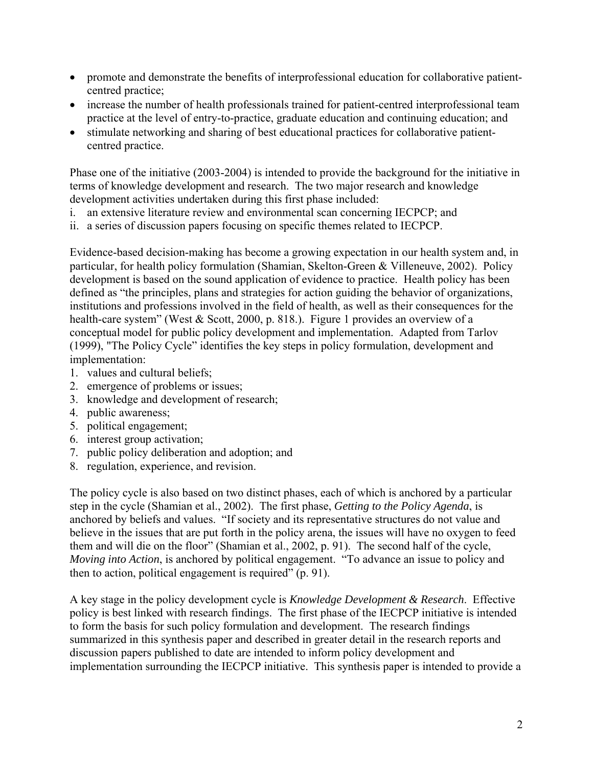- promote and demonstrate the benefits of interprofessional education for collaborative patient-centred practice;
- increase the number of health professionals trained for patient-centred interprofessional team practice at the level of entry-to-practice, graduate education and continuing education; and
- stimulate networking and sharing of best educational practices for collaborative patient-centred practice.

Phase one of the initiative (2003-2004) is intended to provide the background for the initiative in terms of knowledge development and research. The two major research and knowledge development activities undertaken during this first phase included:

i. an extensive literature review and environmental scan concerning IECPCP; and
ii. a series of discussion papers focusing on specific themes related to IECPCP.

Evidence-based decision-making has become a growing expectation in our health system and, in particular, for health policy formulation (Shamian, Skelton-Green & Villeneuve, 2002). Policy development is based on the sound application of evidence to practice. Health policy has been defined as "the principles, plans and strategies for action guiding the behavior of organizations, institutions and professions involved in the field of health, as well as their consequences for the health-care system" (West & Scott, 2000, p. 818.). Figure 1 provides an overview of a conceptual model for public policy development and implementation. Adapted from Tarlov (1999), "The Policy Cycle" identifies the key steps in policy formulation, development and implementation:

1. values and cultural beliefs;
2. emergence of problems or issues;
3. knowledge and development of research;
4. public awareness;
5. political engagement;
6. interest group activation;
7. public policy deliberation and adoption; and
8. regulation, experience, and revision.

The policy cycle is also based on two distinct phases, each of which is anchored by a particular step in the cycle (Shamian et al., 2002). The first phase, *Getting to the Policy Agenda*, is anchored by beliefs and values. "If society and its representative structures do not value and believe in the issues that are put forth in the policy arena, the issues will have no oxygen to feed them and will die on the floor" (Shamian et al., 2002, p. 91). The second half of the cycle, *Moving into Action*, is anchored by political engagement. "To advance an issue to policy and then to action, political engagement is required" (p. 91).

A key stage in the policy development cycle is *Knowledge Development & Research*. Effective policy is best linked with research findings. The first phase of the IECPCP initiative is intended to form the basis for such policy formulation and development. The research findings summarized in this synthesis paper and described in greater detail in the research reports and discussion papers published to date are intended to inform policy development and implementation surrounding the IECPCP initiative. This synthesis paper is intended to provide a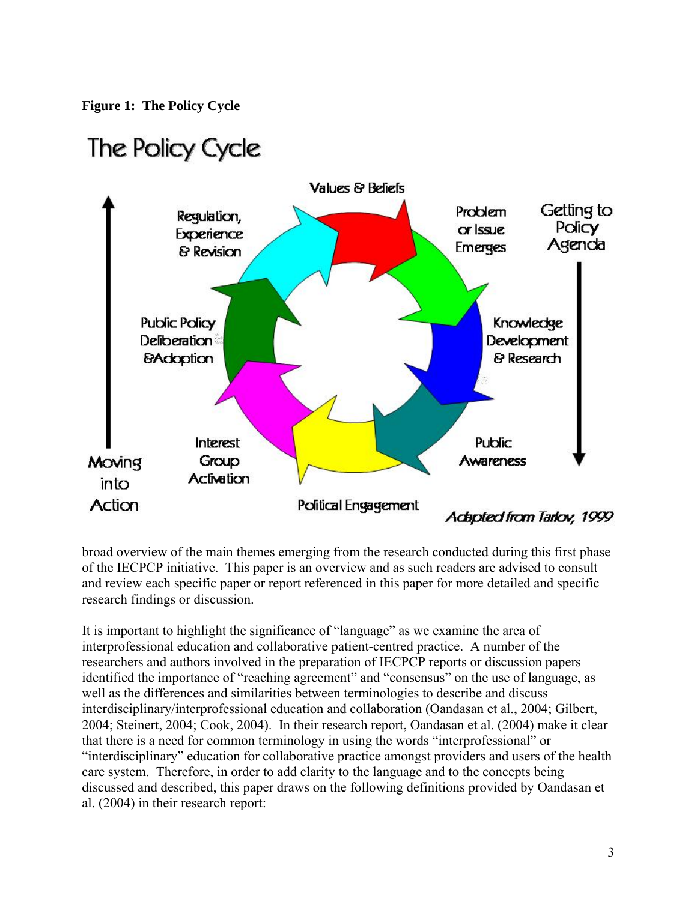**Figure 1: The Policy Cycle**

broad overview of the main themes emerging from the research conducted during this first phase of the IECPCP initiative. This paper is an overview and as such readers are advised to consult and review each specific paper or report referenced in this paper for more detailed and specific research findings or discussion.

It is important to highlight the significance of "language" as we examine the area of interprofessional education and collaborative patient-centred practice. A number of the researchers and authors involved in the preparation of IECPCP reports or discussion papers identified the importance of "reaching agreement" and "consensus" on the use of language, as well as the differences and similarities between terminologies to describe and discuss interdisciplinary/interprofessional education and collaboration (Oandasan et al., 2004; Gilbert, 2004; Steinert, 2004; Cook, 2004). In their research report, Oandasan et al. (2004) make it clear that there is a need for common terminology in using the words "interprofessional" or "interdisciplinary" education for collaborative practice amongst providers and users of the health care system. Therefore, in order to add clarity to the language and to the concepts being discussed and described, this paper draws on the following definitions provided by Oandasan et al. (2004) in their research report: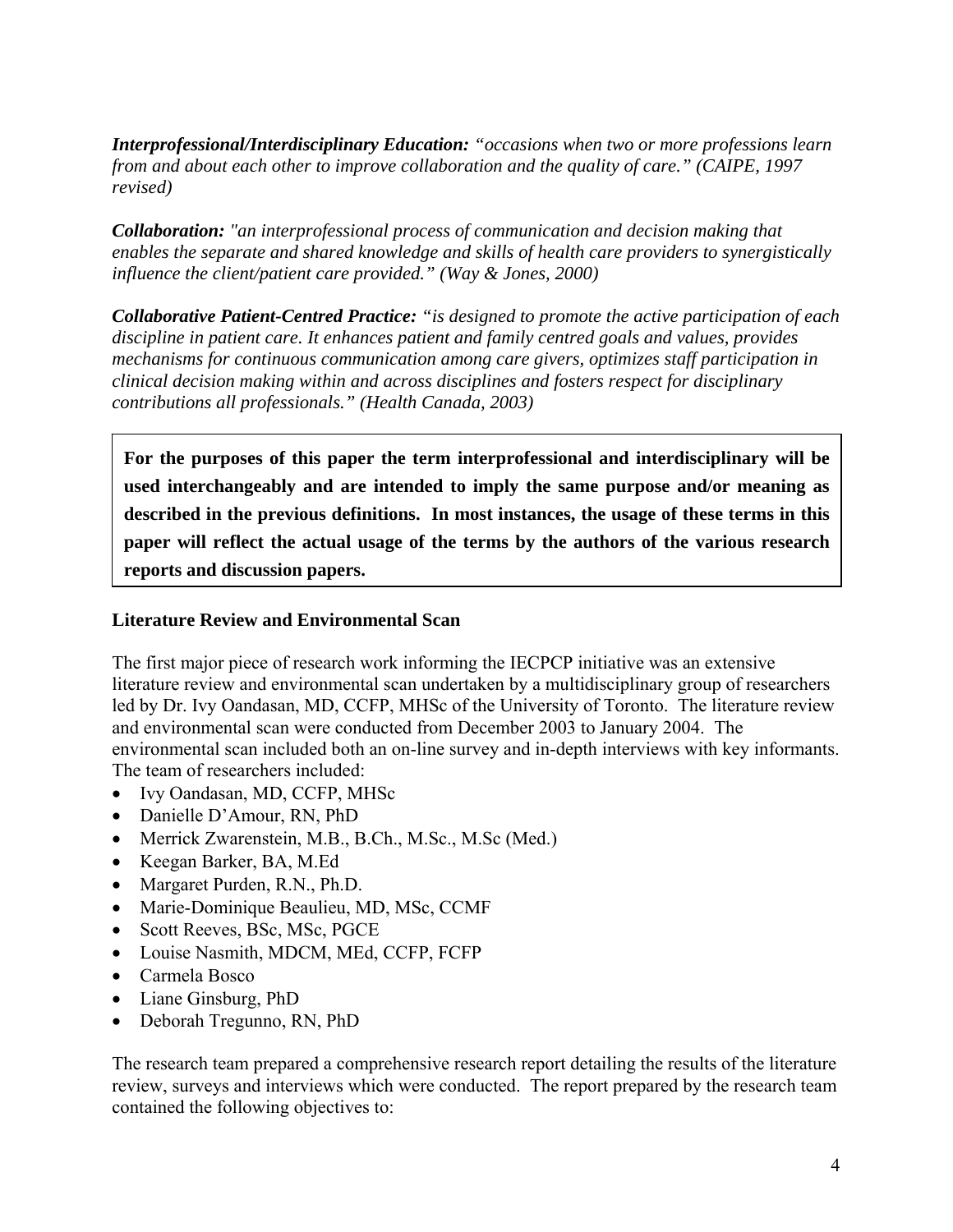***Interprofessional/Interdisciplinary Education:*** *"occasions when two or more professions learn from and about each other to improve collaboration and the quality of care." (CAIPE, 1997 revised)*

***Collaboration:*** *"an interprofessional process of communication and decision making that enables the separate and shared knowledge and skills of health care providers to synergistically influence the client/patient care provided." (Way & Jones, 2000)*

***Collaborative Patient-Centred Practice:*** *"is designed to promote the active participation of each discipline in patient care. It enhances patient and family centred goals and values, provides mechanisms for continuous communication among care givers, optimizes staff participation in clinical decision making within and across disciplines and fosters respect for disciplinary contributions all professionals." (Health Canada, 2003)*

**For the purposes of this paper the term interprofessional and interdisciplinary will be used interchangeably and are intended to imply the same purpose and/or meaning as described in the previous definitions. In most instances, the usage of these terms in this paper will reflect the actual usage of the terms by the authors of the various research reports and discussion papers.**

### Literature Review and Environmental Scan

The first major piece of research work informing the IECPCP initiative was an extensive literature review and environmental scan undertaken by a multidisciplinary group of researchers led by Dr. Ivy Oandasan, MD, CCFP, MHSc of the University of Toronto. The literature review and environmental scan were conducted from December 2003 to January 2004. The environmental scan included both an on-line survey and in-depth interviews with key informants. The team of researchers included:

- Ivy Oandasan, MD, CCFP, MHSc
- Danielle D'Amour, RN, PhD
- Merrick Zwarenstein, M.B., B.Ch., M.Sc., M.Sc (Med.)
- Keegan Barker, BA, M.Ed
- Margaret Purden, R.N., Ph.D.
- Marie-Dominique Beaulieu, MD, MSc, CCMF
- Scott Reeves, BSc, MSc, PGCE
- Louise Nasmith, MDCM, MEd, CCFP, FCFP
- Carmela Bosco
- Liane Ginsburg, PhD
- Deborah Tregunno, RN, PhD

The research team prepared a comprehensive research report detailing the results of the literature review, surveys and interviews which were conducted. The report prepared by the research team contained the following objectives to: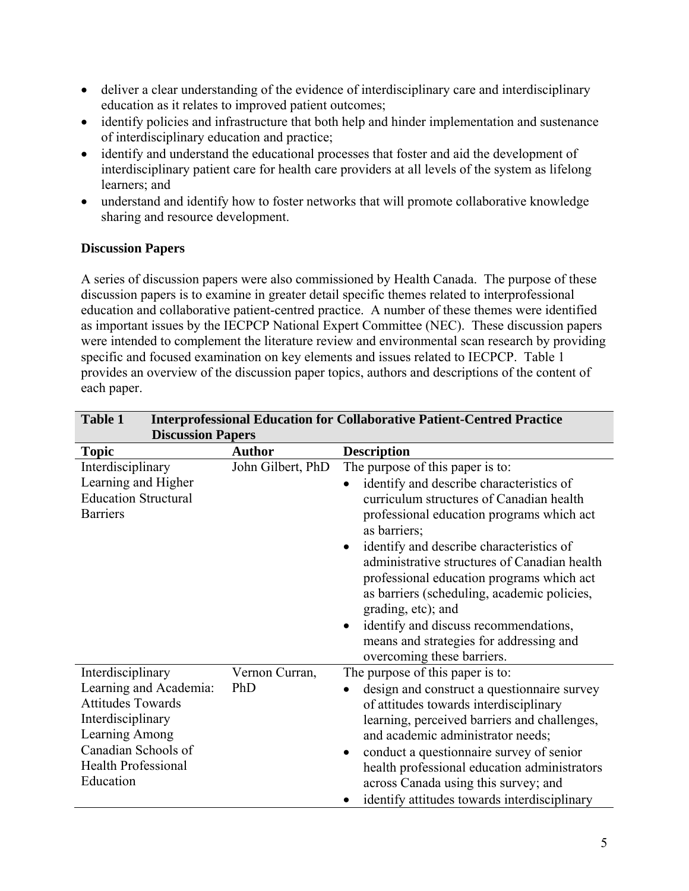- deliver a clear understanding of the evidence of interdisciplinary care and interdisciplinary education as it relates to improved patient outcomes;
- identify policies and infrastructure that both help and hinder implementation and sustenance of interdisciplinary education and practice;
- identify and understand the educational processes that foster and aid the development of interdisciplinary patient care for health care providers at all levels of the system as lifelong learners; and
- understand and identify how to foster networks that will promote collaborative knowledge sharing and resource development.

**Discussion Papers**

A series of discussion papers were also commissioned by Health Canada. The purpose of these discussion papers is to examine in greater detail specific themes related to interprofessional education and collaborative patient-centred practice. A number of these themes were identified as important issues by the IECPCP National Expert Committee (NEC). These discussion papers were intended to complement the literature review and environmental scan research by providing specific and focused examination on key elements and issues related to IECPCP. Table 1 provides an overview of the discussion paper topics, authors and descriptions of the content of each paper.

**Table 1 Interprofessional Education for Collaborative Patient-Centred Practice Discussion Papers**

| Topic | Author | Description |
|---|---|---|
| Interdisciplinary Learning and Higher Education Structural Barriers | John Gilbert, PhD | The purpose of this paper is to:<br>• identify and describe characteristics of curriculum structures of Canadian health professional education programs which act as barriers;<br>• identify and describe characteristics of administrative structures of Canadian health professional education programs which act as barriers (scheduling, academic policies, grading, etc); and<br>• identify and discuss recommendations, means and strategies for addressing and overcoming these barriers. |
| Interdisciplinary Learning and Academia: Attitudes Towards Interdisciplinary Learning Among Canadian Schools of Health Professional Education | Vernon Curran, PhD | The purpose of this paper is to:<br>• design and construct a questionnaire survey of attitudes towards interdisciplinary learning, perceived barriers and challenges, and academic administrator needs;<br>• conduct a questionnaire survey of senior health professional education administrators across Canada using this survey; and<br>• identify attitudes towards interdisciplinary |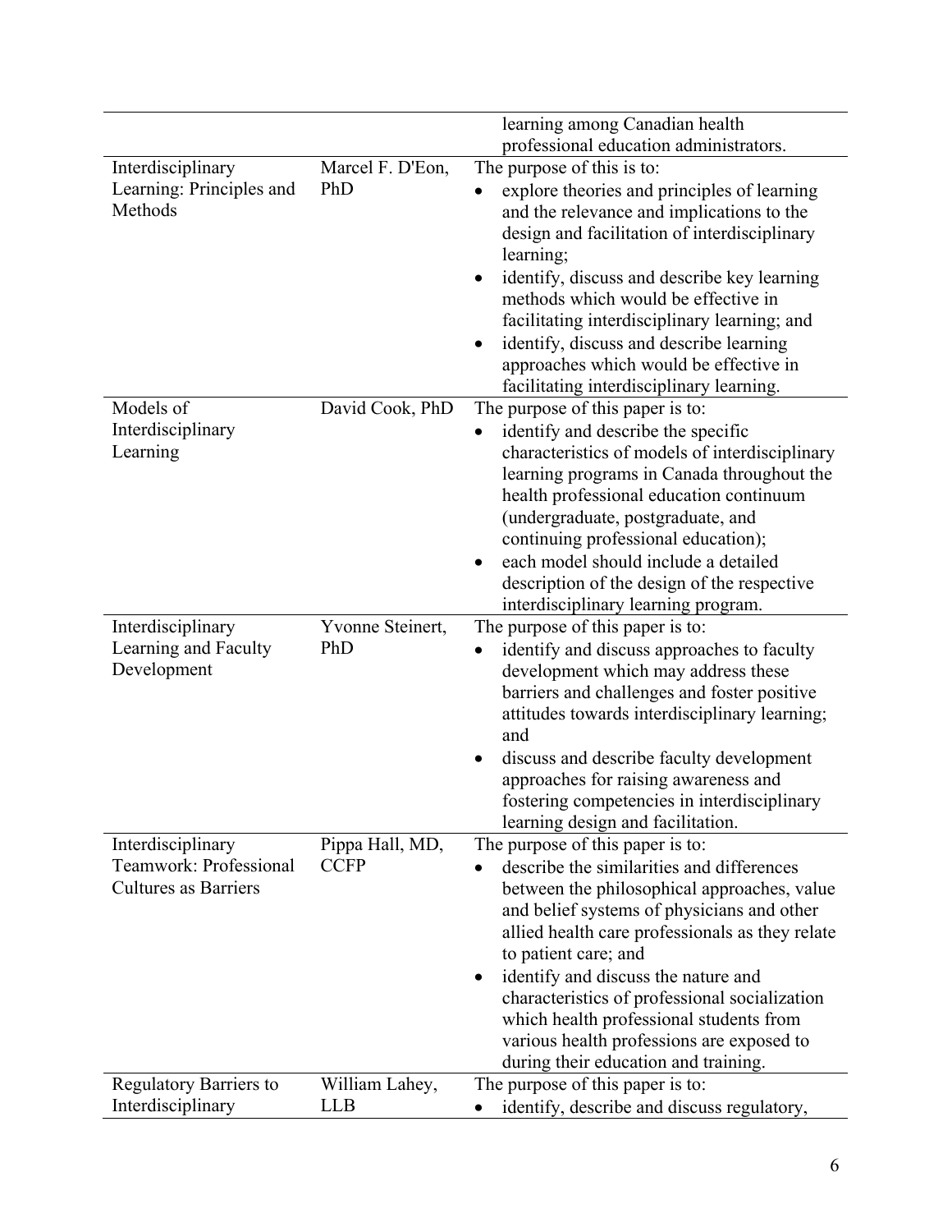| | | |
|---|---|---|
| | | learning among Canadian health professional education administrators. |
| Interdisciplinary Learning: Principles and Methods | Marcel F. D'Eon, PhD | The purpose of this is to:<br>• explore theories and principles of learning and the relevance and implications to the design and facilitation of interdisciplinary learning;<br>• identify, discuss and describe key learning methods which would be effective in facilitating interdisciplinary learning; and<br>• identify, discuss and describe learning approaches which would be effective in facilitating interdisciplinary learning. |
| Models of Interdisciplinary Learning | David Cook, PhD | The purpose of this paper is to:<br>• identify and describe the specific characteristics of models of interdisciplinary learning programs in Canada throughout the health professional education continuum (undergraduate, postgraduate, and continuing professional education);<br>• each model should include a detailed description of the design of the respective interdisciplinary learning program. |
| Interdisciplinary Learning and Faculty Development | Yvonne Steinert, PhD | The purpose of this paper is to:<br>• identify and discuss approaches to faculty development which may address these barriers and challenges and foster positive attitudes towards interdisciplinary learning; and<br>• discuss and describe faculty development approaches for raising awareness and fostering competencies in interdisciplinary learning design and facilitation. |
| Interdisciplinary Teamwork: Professional Cultures as Barriers | Pippa Hall, MD, CCFP | The purpose of this paper is to:<br>• describe the similarities and differences between the philosophical approaches, value and belief systems of physicians and other allied health care professionals as they relate to patient care; and<br>• identify and discuss the nature and characteristics of professional socialization which health professional students from various health professions are exposed to during their education and training. |
| Regulatory Barriers to Interdisciplinary | William Lahey, LLB | The purpose of this paper is to:<br>• identify, describe and discuss regulatory, |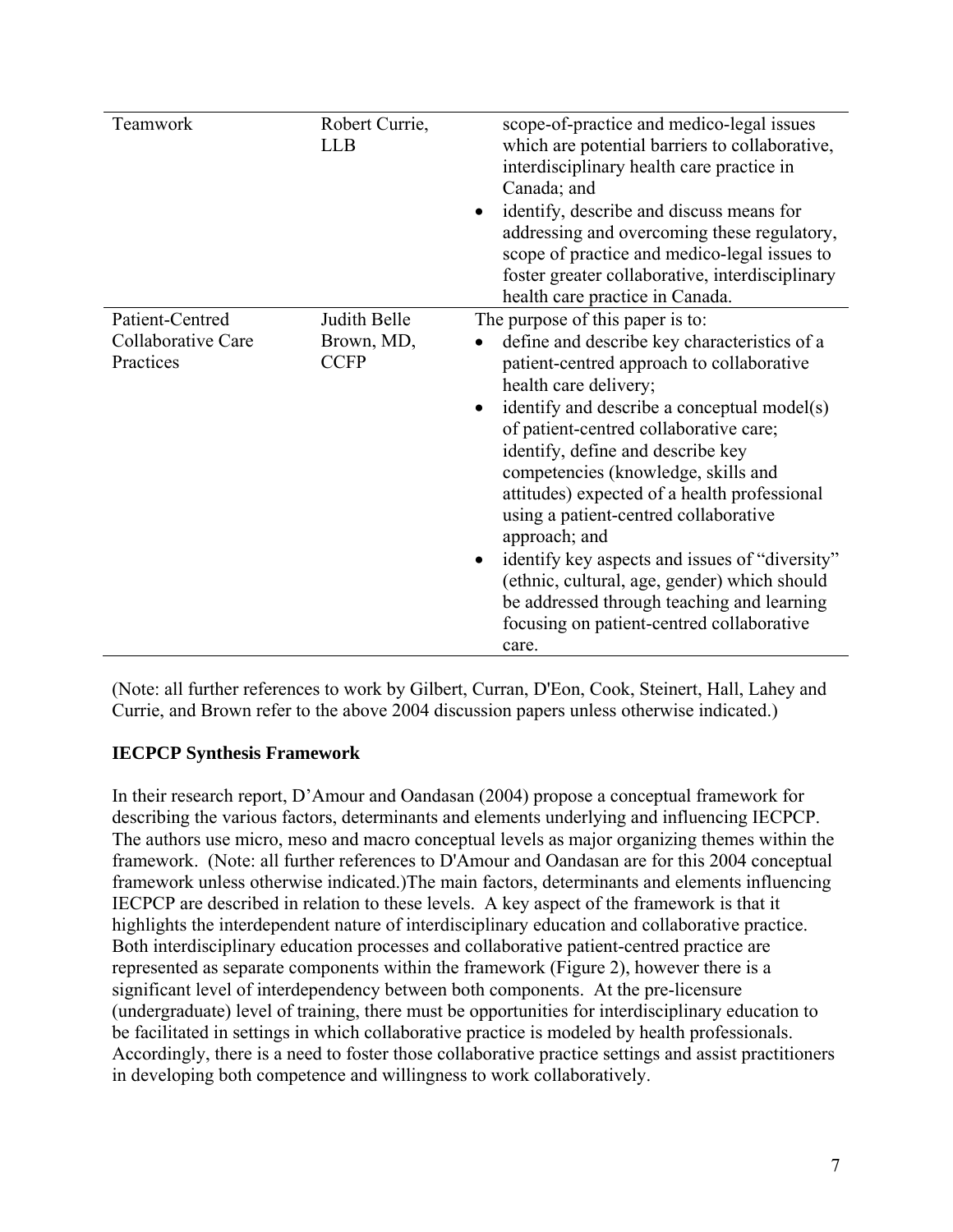| | | |
|---|---|---|
| Teamwork | Robert Currie, LLB | scope-of-practice and medico-legal issues which are potential barriers to collaborative, interdisciplinary health care practice in Canada; and<br>• identify, describe and discuss means for addressing and overcoming these regulatory, scope of practice and medico-legal issues to foster greater collaborative, interdisciplinary health care practice in Canada. |
| Patient-Centred Collaborative Care Practices | Judith Belle Brown, MD, CCFP | The purpose of this paper is to:<br>• define and describe key characteristics of a patient-centred approach to collaborative health care delivery;<br>• identify and describe a conceptual model(s) of patient-centred collaborative care; identify, define and describe key competencies (knowledge, skills and attitudes) expected of a health professional using a patient-centred collaborative approach; and<br>• identify key aspects and issues of "diversity" (ethnic, cultural, age, gender) which should be addressed through teaching and learning focusing on patient-centred collaborative care. |

(Note: all further references to work by Gilbert, Curran, D'Eon, Cook, Steinert, Hall, Lahey and Currie, and Brown refer to the above 2004 discussion papers unless otherwise indicated.)

**IECPCP Synthesis Framework**

In their research report, D'Amour and Oandasan (2004) propose a conceptual framework for describing the various factors, determinants and elements underlying and influencing IECPCP. The authors use micro, meso and macro conceptual levels as major organizing themes within the framework. (Note: all further references to D'Amour and Oandasan are for this 2004 conceptual framework unless otherwise indicated.)The main factors, determinants and elements influencing IECPCP are described in relation to these levels. A key aspect of the framework is that it highlights the interdependent nature of interdisciplinary education and collaborative practice. Both interdisciplinary education processes and collaborative patient-centred practice are represented as separate components within the framework (Figure 2), however there is a significant level of interdependency between both components. At the pre-licensure (undergraduate) level of training, there must be opportunities for interdisciplinary education to be facilitated in settings in which collaborative practice is modeled by health professionals. Accordingly, there is a need to foster those collaborative practice settings and assist practitioners in developing both competence and willingness to work collaboratively.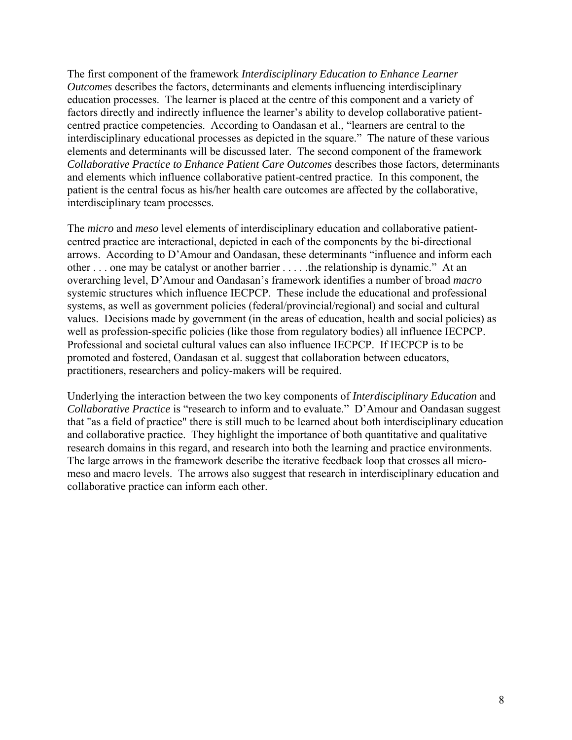The first component of the framework *Interdisciplinary Education to Enhance Learner Outcomes* describes the factors, determinants and elements influencing interdisciplinary education processes. The learner is placed at the centre of this component and a variety of factors directly and indirectly influence the learner's ability to develop collaborative patient-centred practice competencies. According to Oandasan et al., "learners are central to the interdisciplinary educational processes as depicted in the square." The nature of these various elements and determinants will be discussed later. The second component of the framework *Collaborative Practice to Enhance Patient Care Outcomes* describes those factors, determinants and elements which influence collaborative patient-centred practice. In this component, the patient is the central focus as his/her health care outcomes are affected by the collaborative, interdisciplinary team processes.

The *micro* and *meso* level elements of interdisciplinary education and collaborative patient-centred practice are interactional, depicted in each of the components by the bi-directional arrows. According to D'Amour and Oandasan, these determinants "influence and inform each other . . . one may be catalyst or another barrier . . . . .the relationship is dynamic." At an overarching level, D'Amour and Oandasan's framework identifies a number of broad *macro* systemic structures which influence IECPCP. These include the educational and professional systems, as well as government policies (federal/provincial/regional) and social and cultural values. Decisions made by government (in the areas of education, health and social policies) as well as profession-specific policies (like those from regulatory bodies) all influence IECPCP. Professional and societal cultural values can also influence IECPCP. If IECPCP is to be promoted and fostered, Oandasan et al. suggest that collaboration between educators, practitioners, researchers and policy-makers will be required.

Underlying the interaction between the two key components of *Interdisciplinary Education* and *Collaborative Practice* is "research to inform and to evaluate." D'Amour and Oandasan suggest that "as a field of practice" there is still much to be learned about both interdisciplinary education and collaborative practice. They highlight the importance of both quantitative and qualitative research domains in this regard, and research into both the learning and practice environments. The large arrows in the framework describe the iterative feedback loop that crosses all micro-meso and macro levels. The arrows also suggest that research in interdisciplinary education and collaborative practice can inform each other.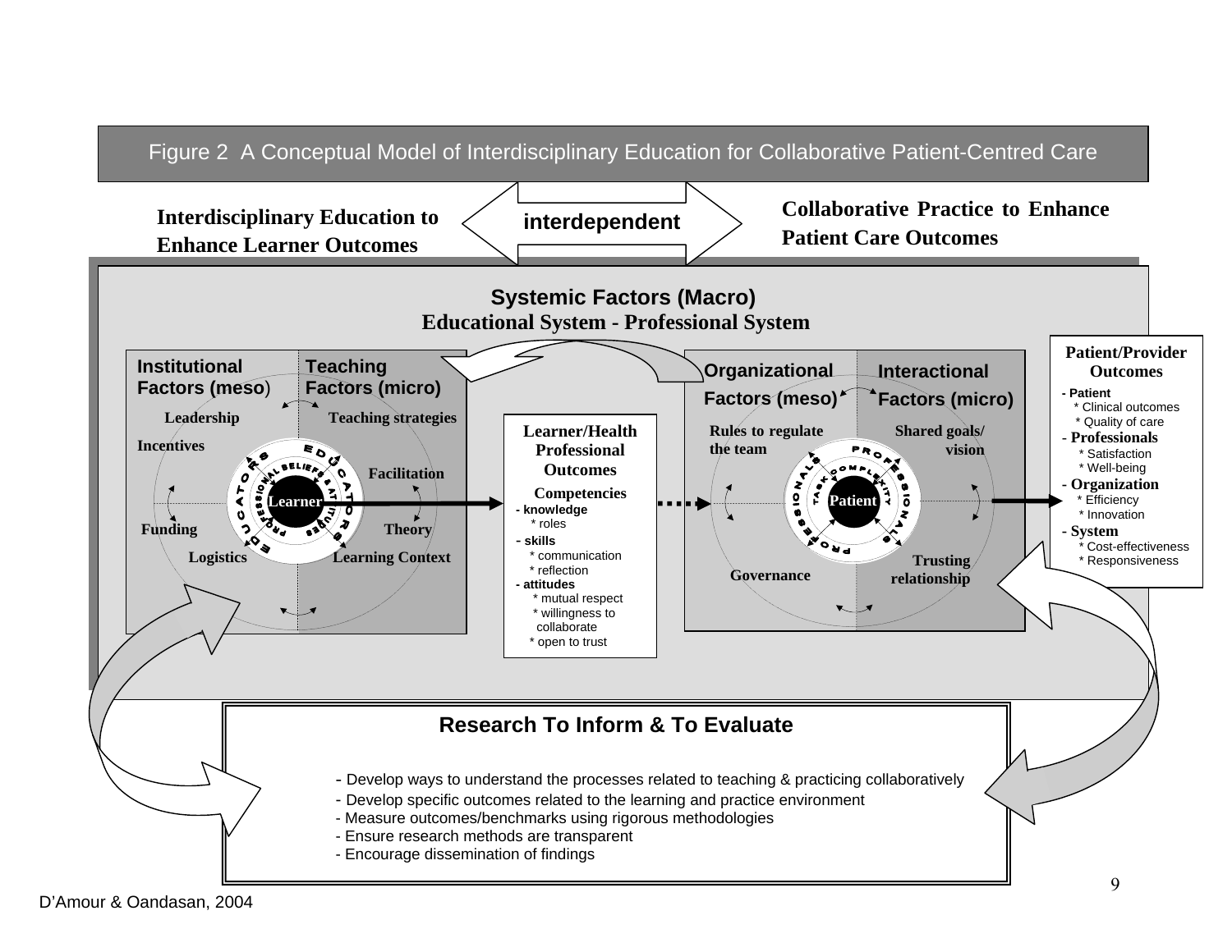# Figure 2 A Conceptual Model of Interdisciplinary Education for Collaborative Patient-Centred Care

**Interdisciplinary Education to Enhance Learner Outcomes** ⟷ **interdependent** ⟷ **Collaborative Practice to Enhance Patient Care Outcomes**

## Systemic Factors (Macro)

**Educational System - Professional System**

**Institutional Factors (meso)**
- Leadership
- Incentives
- Funding
- Logistics

**Teaching Factors (micro)**
- Teaching strategies
- Facilitation
- Theory
- Learning Context

Learner — Educators — Professional Beliefs & Attitudes

**Learner/Health Professional Outcomes**

Competencies
- knowledge
  - * roles
- skills
  - * communication
  - * reflection
- attitudes
  - * mutual respect
  - * willingness to collaborate
  - * open to trust

**Organizational Factors (meso)**
- Rules to regulate the team
- Governance

**Interactional Factors (micro)**
- Shared goals/ vision
- Trusting relationship

Patient — Professionals — Task Complexity

**Patient/Provider Outcomes**
- Patient
  - * Clinical outcomes
  - * Quality of care
- Professionals
  - * Satisfaction
  - * Well-being
- Organization
  - * Efficiency
  - * Innovation
- System
  - * Cost-effectiveness
  - * Responsiveness

## Research To Inform & To Evaluate

- Develop ways to understand the processes related to teaching & practicing collaboratively
- Develop specific outcomes related to the learning and practice environment
- Measure outcomes/benchmarks using rigorous methodologies
- Ensure research methods are transparent
- Encourage dissemination of findings

D'Amour & Oandasan, 2004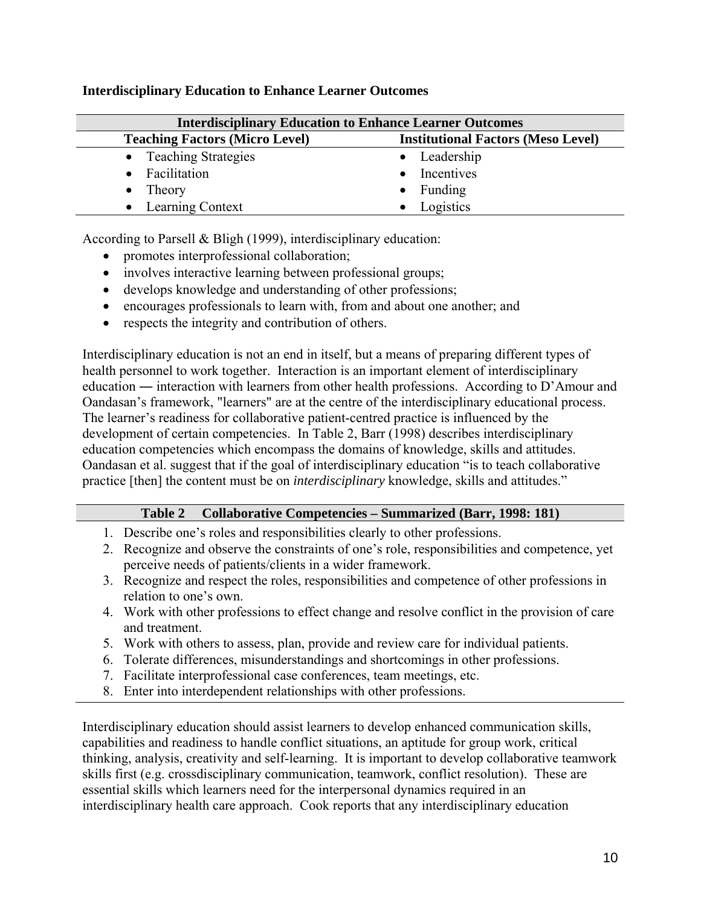**Interdisciplinary Education to Enhance Learner Outcomes**

| Interdisciplinary Education to Enhance Learner Outcomes | |
|---|---|
| **Teaching Factors (Micro Level)** | **Institutional Factors (Meso Level)** |
| • Teaching Strategies | • Leadership |
| • Facilitation | • Incentives |
| • Theory | • Funding |
| • Learning Context | • Logistics |

According to Parsell & Bligh (1999), interdisciplinary education:

- promotes interprofessional collaboration;
- involves interactive learning between professional groups;
- develops knowledge and understanding of other professions;
- encourages professionals to learn with, from and about one another; and
- respects the integrity and contribution of others.

Interdisciplinary education is not an end in itself, but a means of preparing different types of health personnel to work together. Interaction is an important element of interdisciplinary education ― interaction with learners from other health professions. According to D'Amour and Oandasan's framework, "learners" are at the centre of the interdisciplinary educational process. The learner's readiness for collaborative patient-centred practice is influenced by the development of certain competencies. In Table 2, Barr (1998) describes interdisciplinary education competencies which encompass the domains of knowledge, skills and attitudes. Oandasan et al. suggest that if the goal of interdisciplinary education "is to teach collaborative practice [then] the content must be on *interdisciplinary* knowledge, skills and attitudes."

| Table 2 Collaborative Competencies – Summarized (Barr, 1998: 181) |
|---|
| 1. Describe one's roles and responsibilities clearly to other professions. |
| 2. Recognize and observe the constraints of one's role, responsibilities and competence, yet perceive needs of patients/clients in a wider framework. |
| 3. Recognize and respect the roles, responsibilities and competence of other professions in relation to one's own. |
| 4. Work with other professions to effect change and resolve conflict in the provision of care and treatment. |
| 5. Work with others to assess, plan, provide and review care for individual patients. |
| 6. Tolerate differences, misunderstandings and shortcomings in other professions. |
| 7. Facilitate interprofessional case conferences, team meetings, etc. |
| 8. Enter into interdependent relationships with other professions. |

Interdisciplinary education should assist learners to develop enhanced communication skills, capabilities and readiness to handle conflict situations, an aptitude for group work, critical thinking, analysis, creativity and self-learning. It is important to develop collaborative teamwork skills first (e.g. crossdisciplinary communication, teamwork, conflict resolution). These are essential skills which learners need for the interpersonal dynamics required in an interdisciplinary health care approach. Cook reports that any interdisciplinary education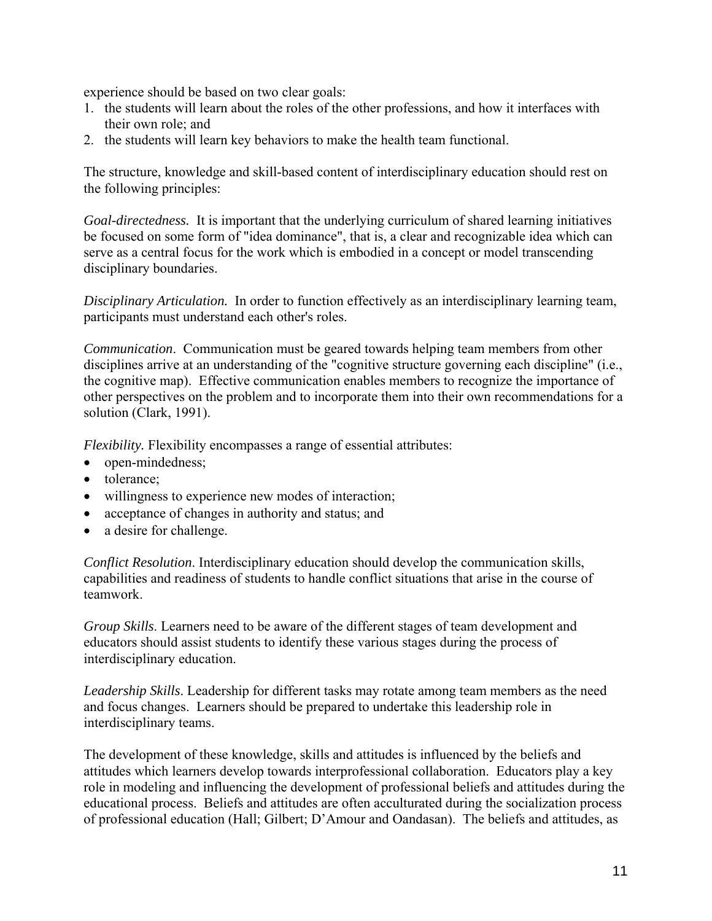experience should be based on two clear goals:

1. the students will learn about the roles of the other professions, and how it interfaces with their own role; and
2. the students will learn key behaviors to make the health team functional.

The structure, knowledge and skill-based content of interdisciplinary education should rest on the following principles:

*Goal-directedness.* It is important that the underlying curriculum of shared learning initiatives be focused on some form of "idea dominance", that is, a clear and recognizable idea which can serve as a central focus for the work which is embodied in a concept or model transcending disciplinary boundaries.

*Disciplinary Articulation.* In order to function effectively as an interdisciplinary learning team, participants must understand each other's roles.

*Communication*. Communication must be geared towards helping team members from other disciplines arrive at an understanding of the "cognitive structure governing each discipline" (i.e., the cognitive map). Effective communication enables members to recognize the importance of other perspectives on the problem and to incorporate them into their own recommendations for a solution (Clark, 1991).

*Flexibility.* Flexibility encompasses a range of essential attributes:

- open-mindedness;
- tolerance;
- willingness to experience new modes of interaction;
- acceptance of changes in authority and status; and
- a desire for challenge.

*Conflict Resolution*. Interdisciplinary education should develop the communication skills, capabilities and readiness of students to handle conflict situations that arise in the course of teamwork.

*Group Skills*. Learners need to be aware of the different stages of team development and educators should assist students to identify these various stages during the process of interdisciplinary education.

*Leadership Skills*. Leadership for different tasks may rotate among team members as the need and focus changes. Learners should be prepared to undertake this leadership role in interdisciplinary teams.

The development of these knowledge, skills and attitudes is influenced by the beliefs and attitudes which learners develop towards interprofessional collaboration. Educators play a key role in modeling and influencing the development of professional beliefs and attitudes during the educational process. Beliefs and attitudes are often acculturated during the socialization process of professional education (Hall; Gilbert; D'Amour and Oandasan). The beliefs and attitudes, as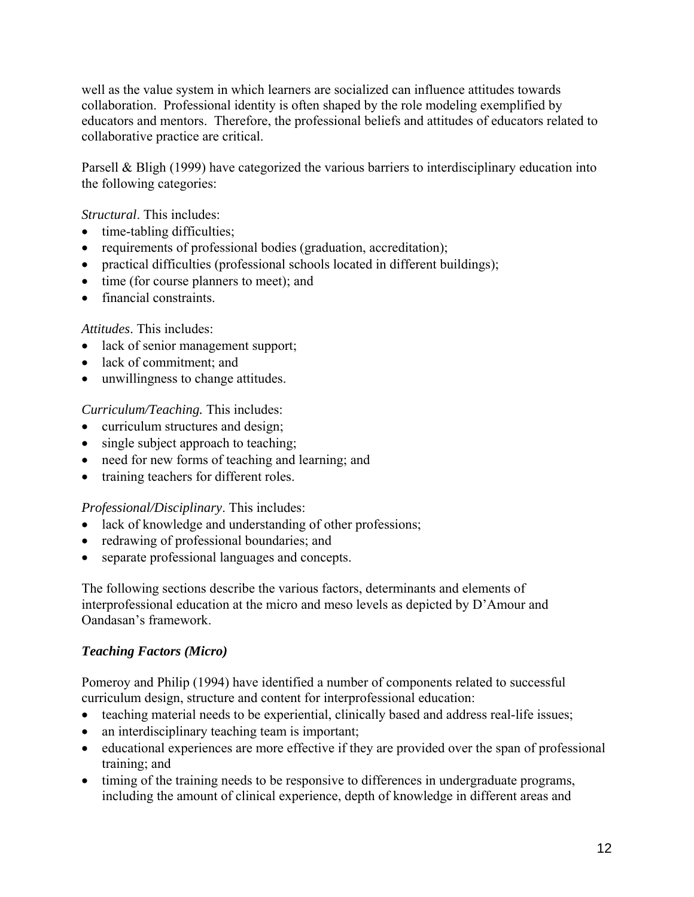well as the value system in which learners are socialized can influence attitudes towards collaboration. Professional identity is often shaped by the role modeling exemplified by educators and mentors. Therefore, the professional beliefs and attitudes of educators related to collaborative practice are critical.

Parsell & Bligh (1999) have categorized the various barriers to interdisciplinary education into the following categories:

*Structural*. This includes:

- time-tabling difficulties;
- requirements of professional bodies (graduation, accreditation);
- practical difficulties (professional schools located in different buildings);
- time (for course planners to meet); and
- financial constraints.

*Attitudes*. This includes:

- lack of senior management support;
- lack of commitment; and
- unwillingness to change attitudes.

*Curriculum/Teaching.* This includes:

- curriculum structures and design;
- single subject approach to teaching;
- need for new forms of teaching and learning; and
- training teachers for different roles.

*Professional/Disciplinary*. This includes:

- lack of knowledge and understanding of other professions;
- redrawing of professional boundaries; and
- separate professional languages and concepts.

The following sections describe the various factors, determinants and elements of interprofessional education at the micro and meso levels as depicted by D'Amour and Oandasan's framework.

### *Teaching Factors (Micro)*

Pomeroy and Philip (1994) have identified a number of components related to successful curriculum design, structure and content for interprofessional education:

- teaching material needs to be experiential, clinically based and address real-life issues;
- an interdisciplinary teaching team is important;
- educational experiences are more effective if they are provided over the span of professional training; and
- timing of the training needs to be responsive to differences in undergraduate programs, including the amount of clinical experience, depth of knowledge in different areas and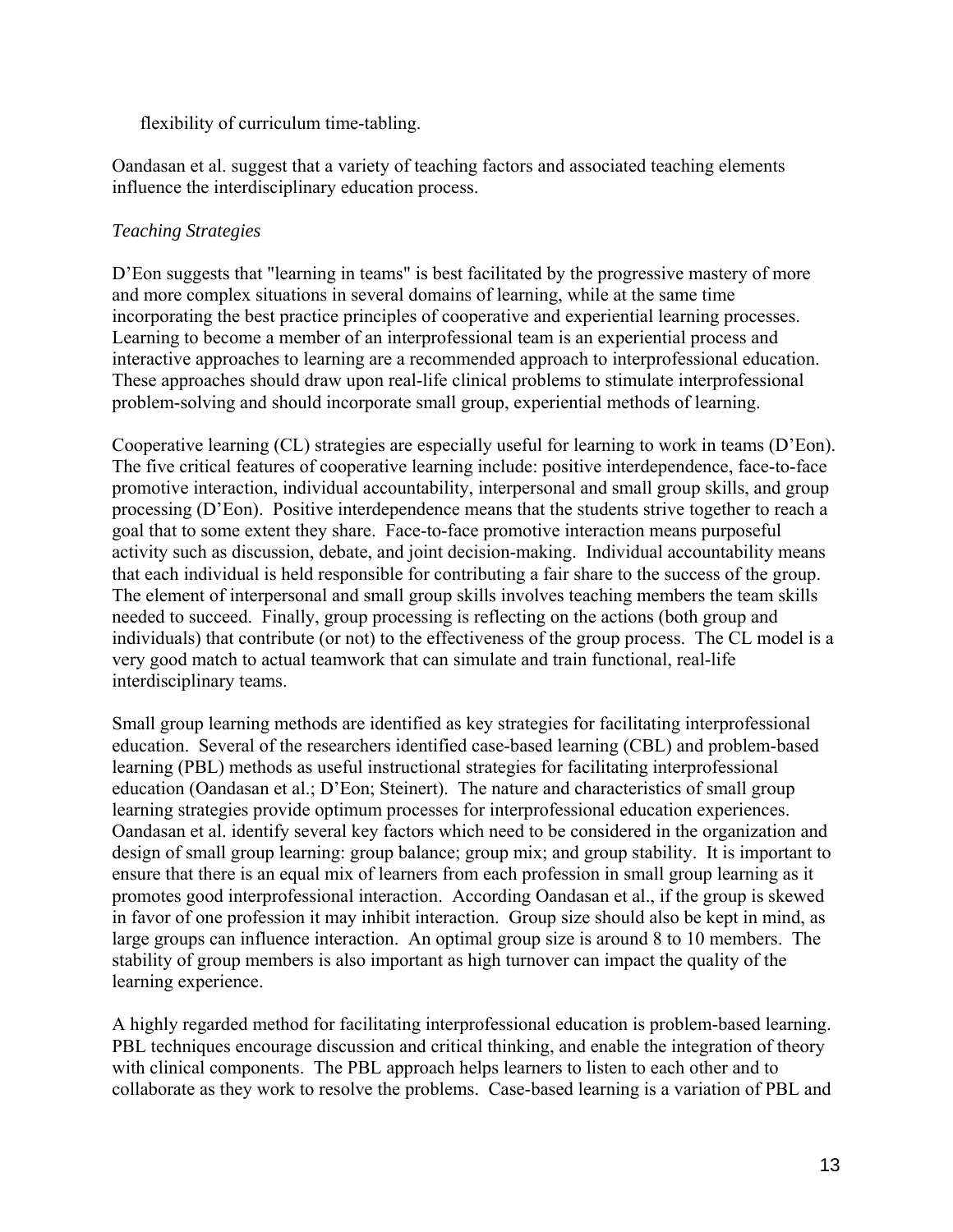flexibility of curriculum time-tabling.

Oandasan et al. suggest that a variety of teaching factors and associated teaching elements influence the interdisciplinary education process.

*Teaching Strategies*

D'Eon suggests that "learning in teams" is best facilitated by the progressive mastery of more and more complex situations in several domains of learning, while at the same time incorporating the best practice principles of cooperative and experiential learning processes. Learning to become a member of an interprofessional team is an experiential process and interactive approaches to learning are a recommended approach to interprofessional education. These approaches should draw upon real-life clinical problems to stimulate interprofessional problem-solving and should incorporate small group, experiential methods of learning.

Cooperative learning (CL) strategies are especially useful for learning to work in teams (D'Eon). The five critical features of cooperative learning include: positive interdependence, face-to-face promotive interaction, individual accountability, interpersonal and small group skills, and group processing (D'Eon). Positive interdependence means that the students strive together to reach a goal that to some extent they share. Face-to-face promotive interaction means purposeful activity such as discussion, debate, and joint decision-making. Individual accountability means that each individual is held responsible for contributing a fair share to the success of the group. The element of interpersonal and small group skills involves teaching members the team skills needed to succeed. Finally, group processing is reflecting on the actions (both group and individuals) that contribute (or not) to the effectiveness of the group process. The CL model is a very good match to actual teamwork that can simulate and train functional, real-life interdisciplinary teams.

Small group learning methods are identified as key strategies for facilitating interprofessional education. Several of the researchers identified case-based learning (CBL) and problem-based learning (PBL) methods as useful instructional strategies for facilitating interprofessional education (Oandasan et al.; D'Eon; Steinert). The nature and characteristics of small group learning strategies provide optimum processes for interprofessional education experiences. Oandasan et al. identify several key factors which need to be considered in the organization and design of small group learning: group balance; group mix; and group stability. It is important to ensure that there is an equal mix of learners from each profession in small group learning as it promotes good interprofessional interaction. According Oandasan et al., if the group is skewed in favor of one profession it may inhibit interaction. Group size should also be kept in mind, as large groups can influence interaction. An optimal group size is around 8 to 10 members. The stability of group members is also important as high turnover can impact the quality of the learning experience.

A highly regarded method for facilitating interprofessional education is problem-based learning. PBL techniques encourage discussion and critical thinking, and enable the integration of theory with clinical components. The PBL approach helps learners to listen to each other and to collaborate as they work to resolve the problems. Case-based learning is a variation of PBL and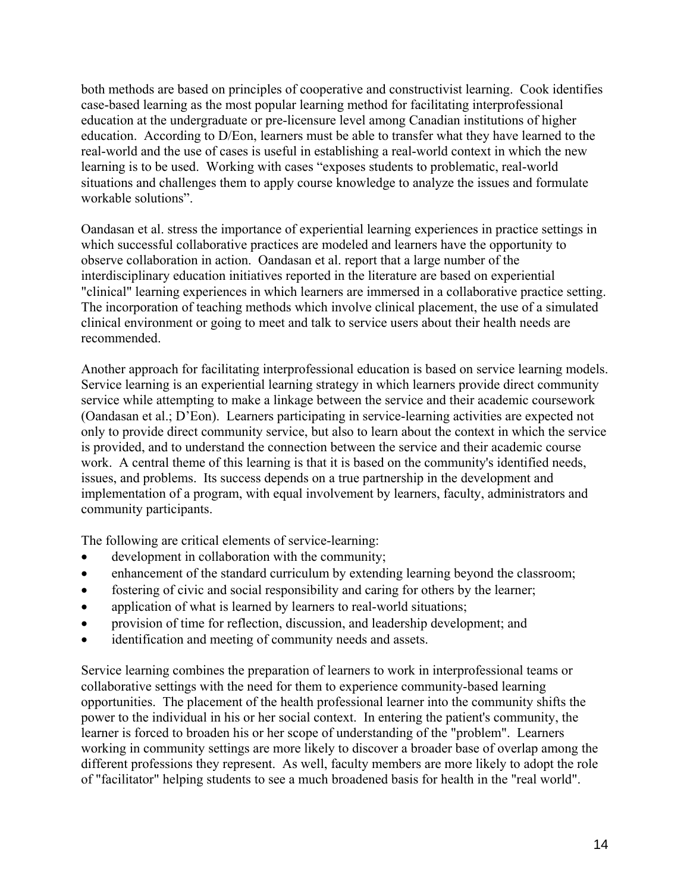both methods are based on principles of cooperative and constructivist learning. Cook identifies case-based learning as the most popular learning method for facilitating interprofessional education at the undergraduate or pre-licensure level among Canadian institutions of higher education. According to D/Eon, learners must be able to transfer what they have learned to the real-world and the use of cases is useful in establishing a real-world context in which the new learning is to be used. Working with cases "exposes students to problematic, real-world situations and challenges them to apply course knowledge to analyze the issues and formulate workable solutions".

Oandasan et al. stress the importance of experiential learning experiences in practice settings in which successful collaborative practices are modeled and learners have the opportunity to observe collaboration in action. Oandasan et al. report that a large number of the interdisciplinary education initiatives reported in the literature are based on experiential "clinical" learning experiences in which learners are immersed in a collaborative practice setting. The incorporation of teaching methods which involve clinical placement, the use of a simulated clinical environment or going to meet and talk to service users about their health needs are recommended.

Another approach for facilitating interprofessional education is based on service learning models. Service learning is an experiential learning strategy in which learners provide direct community service while attempting to make a linkage between the service and their academic coursework (Oandasan et al.; D'Eon). Learners participating in service-learning activities are expected not only to provide direct community service, but also to learn about the context in which the service is provided, and to understand the connection between the service and their academic course work. A central theme of this learning is that it is based on the community's identified needs, issues, and problems. Its success depends on a true partnership in the development and implementation of a program, with equal involvement by learners, faculty, administrators and community participants.

The following are critical elements of service-learning:

- development in collaboration with the community;
- enhancement of the standard curriculum by extending learning beyond the classroom;
- fostering of civic and social responsibility and caring for others by the learner;
- application of what is learned by learners to real-world situations;
- provision of time for reflection, discussion, and leadership development; and
- identification and meeting of community needs and assets.

Service learning combines the preparation of learners to work in interprofessional teams or collaborative settings with the need for them to experience community-based learning opportunities. The placement of the health professional learner into the community shifts the power to the individual in his or her social context. In entering the patient's community, the learner is forced to broaden his or her scope of understanding of the "problem". Learners working in community settings are more likely to discover a broader base of overlap among the different professions they represent. As well, faculty members are more likely to adopt the role of "facilitator" helping students to see a much broadened basis for health in the "real world".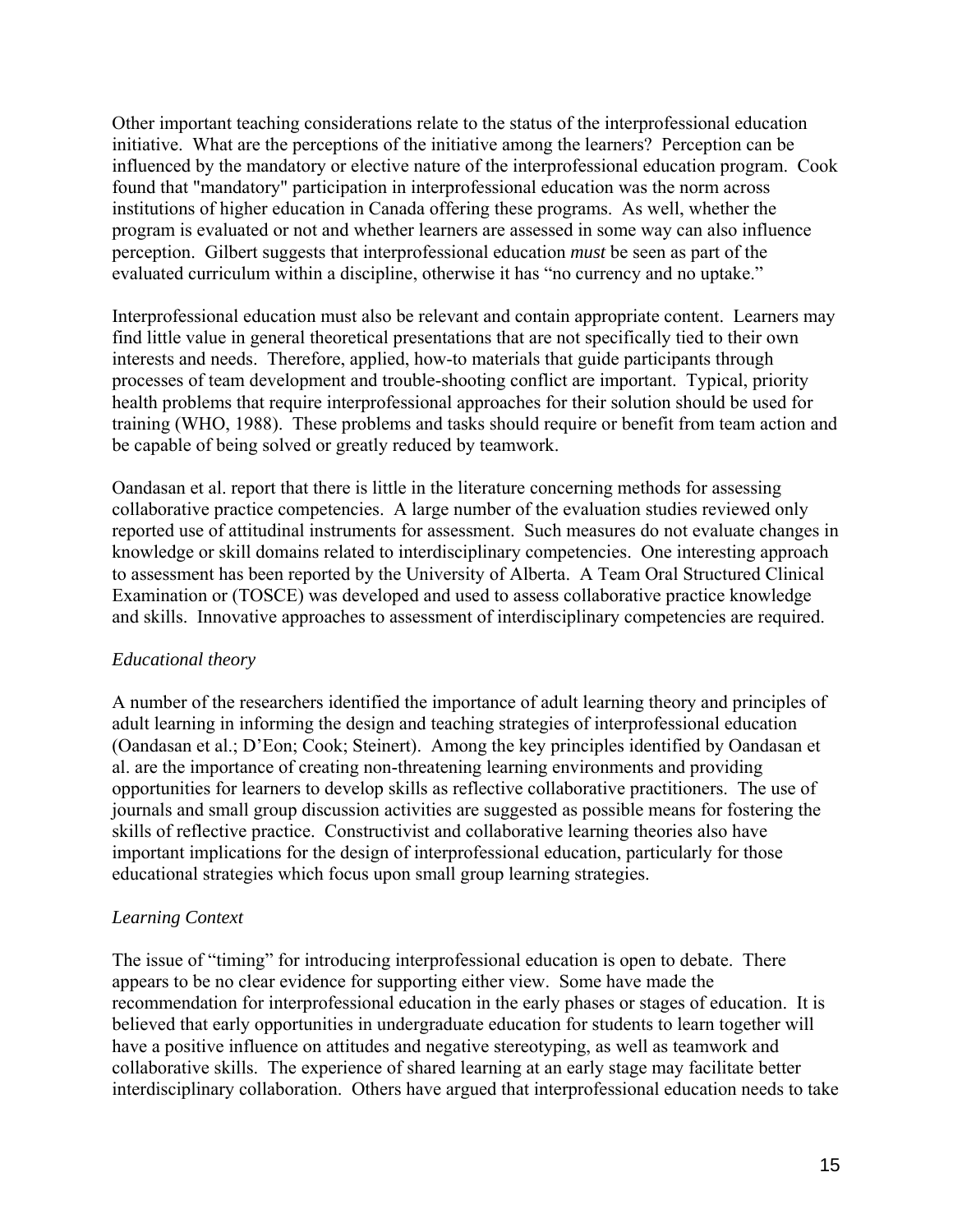Other important teaching considerations relate to the status of the interprofessional education initiative. What are the perceptions of the initiative among the learners? Perception can be influenced by the mandatory or elective nature of the interprofessional education program. Cook found that "mandatory" participation in interprofessional education was the norm across institutions of higher education in Canada offering these programs. As well, whether the program is evaluated or not and whether learners are assessed in some way can also influence perception. Gilbert suggests that interprofessional education *must* be seen as part of the evaluated curriculum within a discipline, otherwise it has "no currency and no uptake."

Interprofessional education must also be relevant and contain appropriate content. Learners may find little value in general theoretical presentations that are not specifically tied to their own interests and needs. Therefore, applied, how-to materials that guide participants through processes of team development and trouble-shooting conflict are important. Typical, priority health problems that require interprofessional approaches for their solution should be used for training (WHO, 1988). These problems and tasks should require or benefit from team action and be capable of being solved or greatly reduced by teamwork.

Oandasan et al. report that there is little in the literature concerning methods for assessing collaborative practice competencies. A large number of the evaluation studies reviewed only reported use of attitudinal instruments for assessment. Such measures do not evaluate changes in knowledge or skill domains related to interdisciplinary competencies. One interesting approach to assessment has been reported by the University of Alberta. A Team Oral Structured Clinical Examination or (TOSCE) was developed and used to assess collaborative practice knowledge and skills. Innovative approaches to assessment of interdisciplinary competencies are required.

*Educational theory*

A number of the researchers identified the importance of adult learning theory and principles of adult learning in informing the design and teaching strategies of interprofessional education (Oandasan et al.; D'Eon; Cook; Steinert). Among the key principles identified by Oandasan et al. are the importance of creating non-threatening learning environments and providing opportunities for learners to develop skills as reflective collaborative practitioners. The use of journals and small group discussion activities are suggested as possible means for fostering the skills of reflective practice. Constructivist and collaborative learning theories also have important implications for the design of interprofessional education, particularly for those educational strategies which focus upon small group learning strategies.

*Learning Context*

The issue of "timing" for introducing interprofessional education is open to debate. There appears to be no clear evidence for supporting either view. Some have made the recommendation for interprofessional education in the early phases or stages of education. It is believed that early opportunities in undergraduate education for students to learn together will have a positive influence on attitudes and negative stereotyping, as well as teamwork and collaborative skills. The experience of shared learning at an early stage may facilitate better interdisciplinary collaboration. Others have argued that interprofessional education needs to take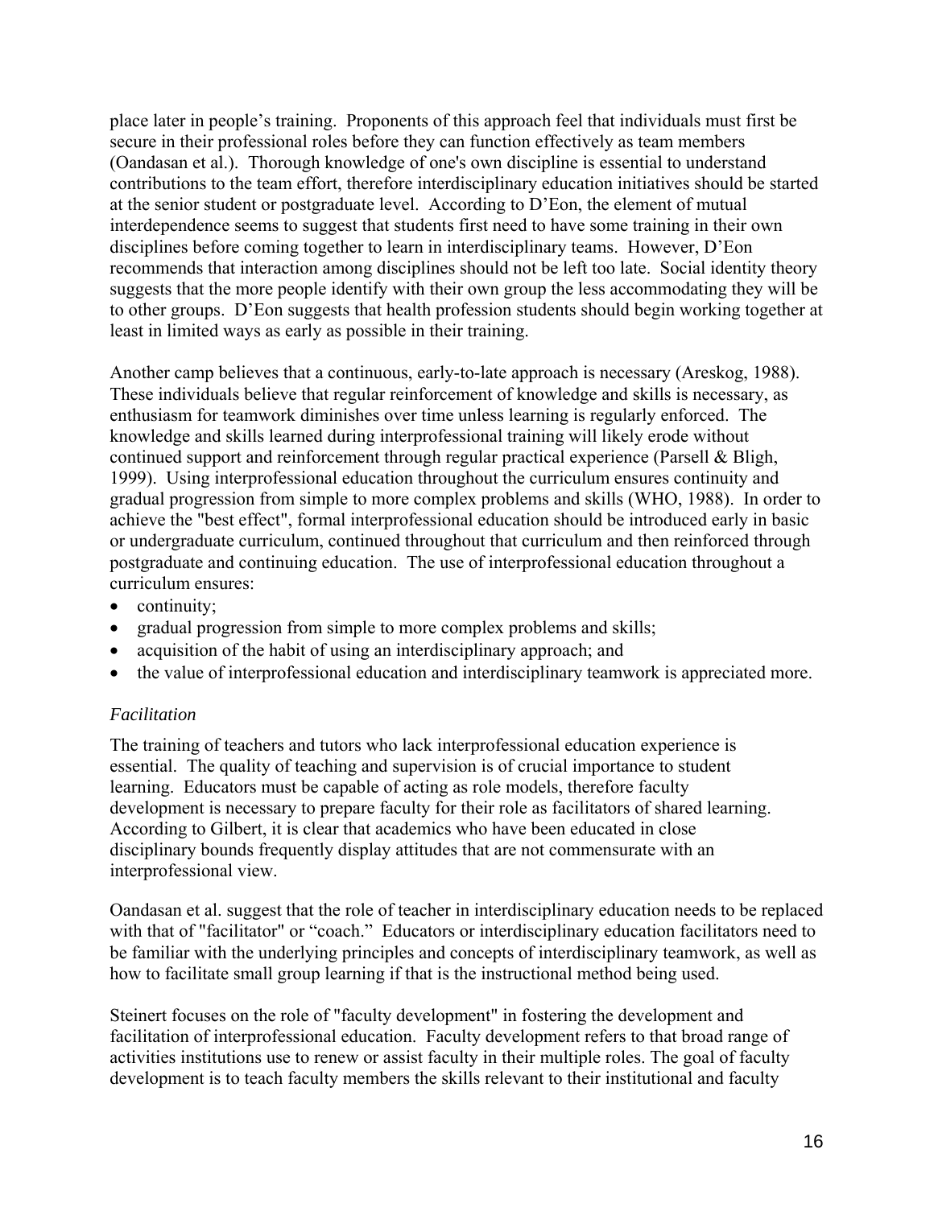place later in people's training. Proponents of this approach feel that individuals must first be secure in their professional roles before they can function effectively as team members (Oandasan et al.). Thorough knowledge of one's own discipline is essential to understand contributions to the team effort, therefore interdisciplinary education initiatives should be started at the senior student or postgraduate level. According to D'Eon, the element of mutual interdependence seems to suggest that students first need to have some training in their own disciplines before coming together to learn in interdisciplinary teams. However, D'Eon recommends that interaction among disciplines should not be left too late. Social identity theory suggests that the more people identify with their own group the less accommodating they will be to other groups. D'Eon suggests that health profession students should begin working together at least in limited ways as early as possible in their training.

Another camp believes that a continuous, early-to-late approach is necessary (Areskog, 1988). These individuals believe that regular reinforcement of knowledge and skills is necessary, as enthusiasm for teamwork diminishes over time unless learning is regularly enforced. The knowledge and skills learned during interprofessional training will likely erode without continued support and reinforcement through regular practical experience (Parsell & Bligh, 1999). Using interprofessional education throughout the curriculum ensures continuity and gradual progression from simple to more complex problems and skills (WHO, 1988). In order to achieve the "best effect", formal interprofessional education should be introduced early in basic or undergraduate curriculum, continued throughout that curriculum and then reinforced through postgraduate and continuing education. The use of interprofessional education throughout a curriculum ensures:

- continuity;
- gradual progression from simple to more complex problems and skills;
- acquisition of the habit of using an interdisciplinary approach; and
- the value of interprofessional education and interdisciplinary teamwork is appreciated more.

*Facilitation*

The training of teachers and tutors who lack interprofessional education experience is essential. The quality of teaching and supervision is of crucial importance to student learning. Educators must be capable of acting as role models, therefore faculty development is necessary to prepare faculty for their role as facilitators of shared learning. According to Gilbert, it is clear that academics who have been educated in close disciplinary bounds frequently display attitudes that are not commensurate with an interprofessional view.

Oandasan et al. suggest that the role of teacher in interdisciplinary education needs to be replaced with that of "facilitator" or "coach." Educators or interdisciplinary education facilitators need to be familiar with the underlying principles and concepts of interdisciplinary teamwork, as well as how to facilitate small group learning if that is the instructional method being used.

Steinert focuses on the role of "faculty development" in fostering the development and facilitation of interprofessional education. Faculty development refers to that broad range of activities institutions use to renew or assist faculty in their multiple roles. The goal of faculty development is to teach faculty members the skills relevant to their institutional and faculty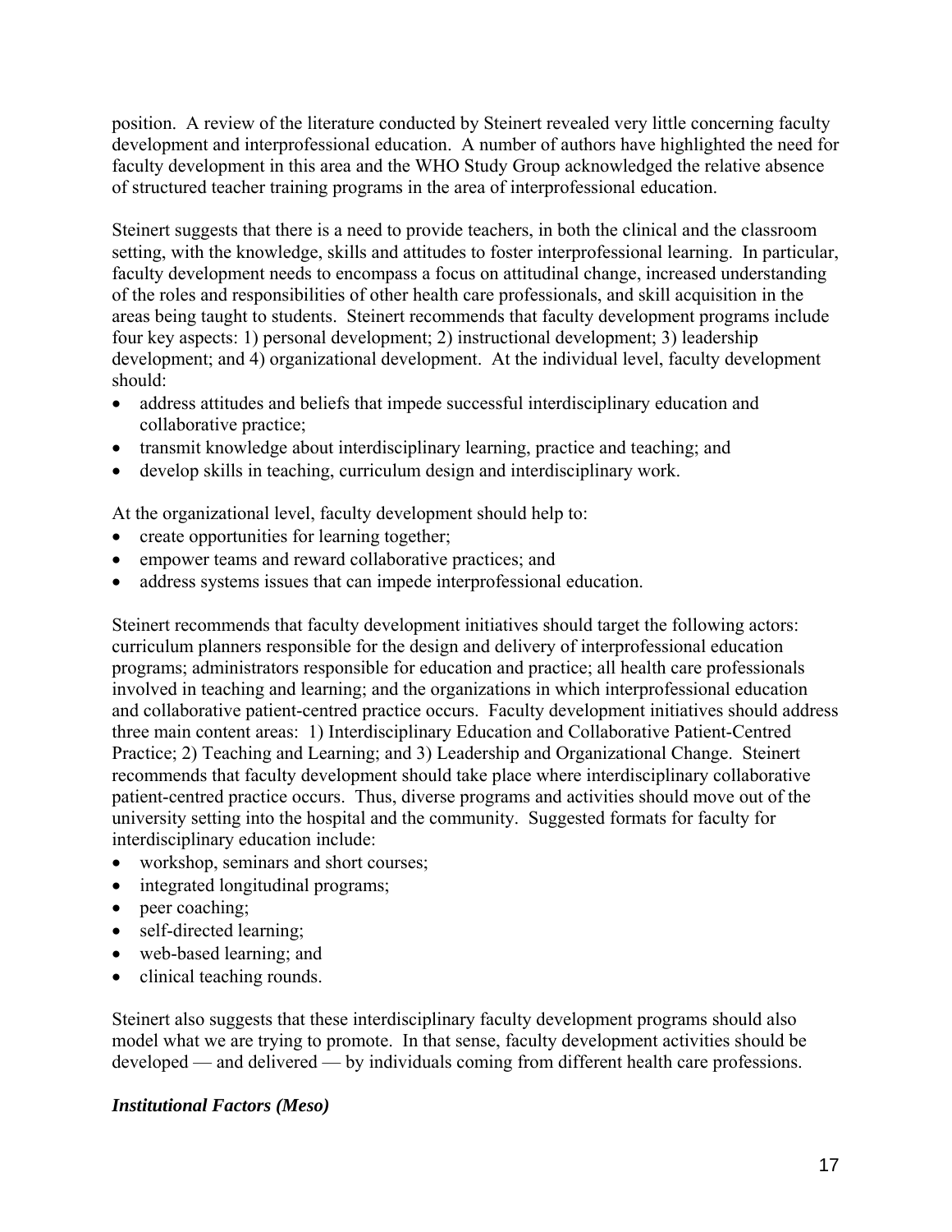position. A review of the literature conducted by Steinert revealed very little concerning faculty development and interprofessional education. A number of authors have highlighted the need for faculty development in this area and the WHO Study Group acknowledged the relative absence of structured teacher training programs in the area of interprofessional education.

Steinert suggests that there is a need to provide teachers, in both the clinical and the classroom setting, with the knowledge, skills and attitudes to foster interprofessional learning. In particular, faculty development needs to encompass a focus on attitudinal change, increased understanding of the roles and responsibilities of other health care professionals, and skill acquisition in the areas being taught to students. Steinert recommends that faculty development programs include four key aspects: 1) personal development; 2) instructional development; 3) leadership development; and 4) organizational development. At the individual level, faculty development should:

- address attitudes and beliefs that impede successful interdisciplinary education and collaborative practice;
- transmit knowledge about interdisciplinary learning, practice and teaching; and
- develop skills in teaching, curriculum design and interdisciplinary work.

At the organizational level, faculty development should help to:

- create opportunities for learning together;
- empower teams and reward collaborative practices; and
- address systems issues that can impede interprofessional education.

Steinert recommends that faculty development initiatives should target the following actors: curriculum planners responsible for the design and delivery of interprofessional education programs; administrators responsible for education and practice; all health care professionals involved in teaching and learning; and the organizations in which interprofessional education and collaborative patient-centred practice occurs. Faculty development initiatives should address three main content areas: 1) Interdisciplinary Education and Collaborative Patient-Centred Practice; 2) Teaching and Learning; and 3) Leadership and Organizational Change. Steinert recommends that faculty development should take place where interdisciplinary collaborative patient-centred practice occurs. Thus, diverse programs and activities should move out of the university setting into the hospital and the community. Suggested formats for faculty for interdisciplinary education include:

- workshop, seminars and short courses;
- integrated longitudinal programs;
- peer coaching;
- self-directed learning;
- web-based learning; and
- clinical teaching rounds.

Steinert also suggests that these interdisciplinary faculty development programs should also model what we are trying to promote. In that sense, faculty development activities should be developed — and delivered — by individuals coming from different health care professions.

### *Institutional Factors (Meso)*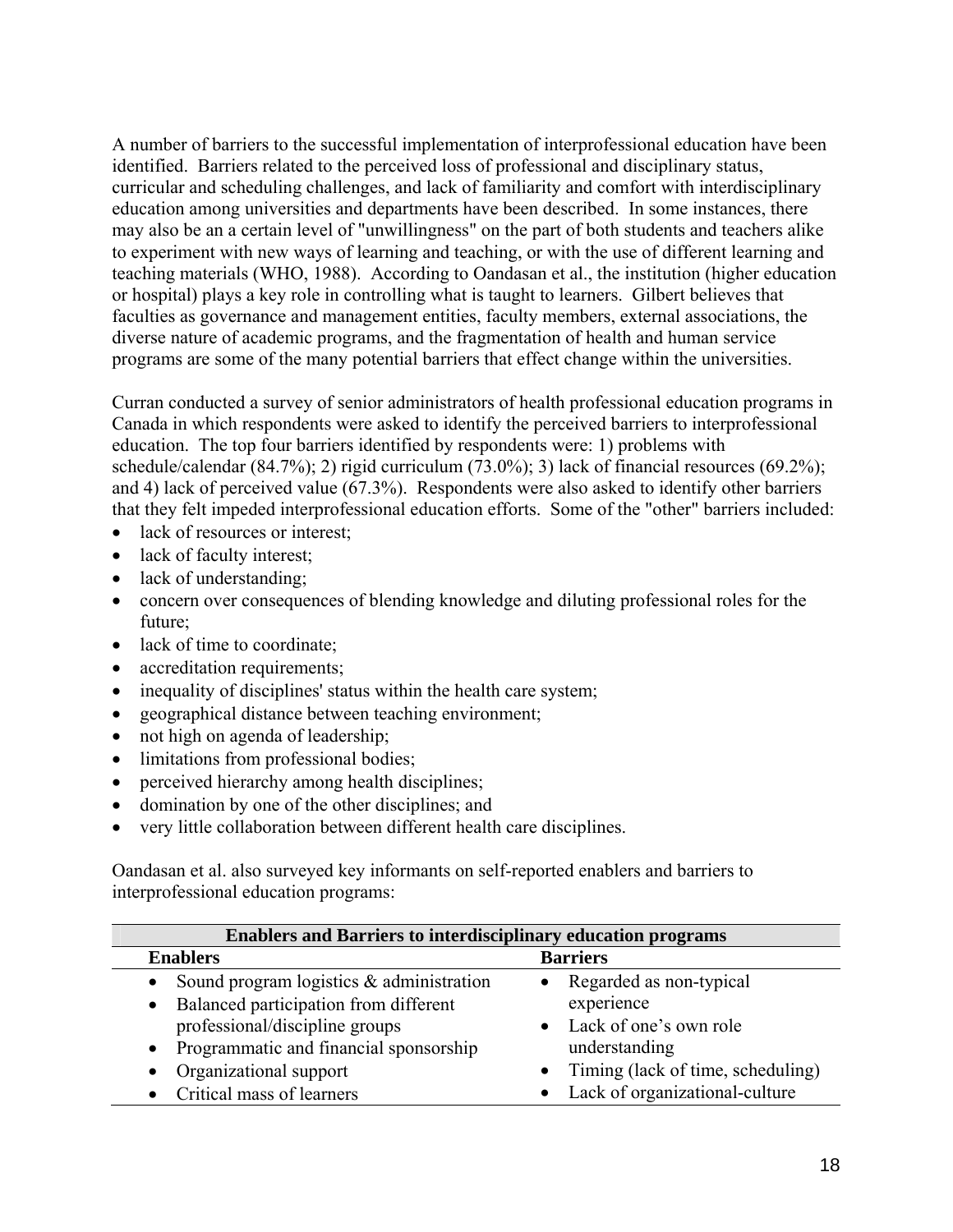A number of barriers to the successful implementation of interprofessional education have been identified. Barriers related to the perceived loss of professional and disciplinary status, curricular and scheduling challenges, and lack of familiarity and comfort with interdisciplinary education among universities and departments have been described. In some instances, there may also be an a certain level of "unwillingness" on the part of both students and teachers alike to experiment with new ways of learning and teaching, or with the use of different learning and teaching materials (WHO, 1988). According to Oandasan et al., the institution (higher education or hospital) plays a key role in controlling what is taught to learners. Gilbert believes that faculties as governance and management entities, faculty members, external associations, the diverse nature of academic programs, and the fragmentation of health and human service programs are some of the many potential barriers that effect change within the universities.

Curran conducted a survey of senior administrators of health professional education programs in Canada in which respondents were asked to identify the perceived barriers to interprofessional education. The top four barriers identified by respondents were: 1) problems with schedule/calendar (84.7%); 2) rigid curriculum (73.0%); 3) lack of financial resources (69.2%); and 4) lack of perceived value (67.3%). Respondents were also asked to identify other barriers that they felt impeded interprofessional education efforts. Some of the "other" barriers included:

- lack of resources or interest;
- lack of faculty interest;
- lack of understanding;
- concern over consequences of blending knowledge and diluting professional roles for the future;
- lack of time to coordinate;
- accreditation requirements;
- inequality of disciplines' status within the health care system;
- geographical distance between teaching environment;
- not high on agenda of leadership;
- limitations from professional bodies;
- perceived hierarchy among health disciplines;
- domination by one of the other disciplines; and
- very little collaboration between different health care disciplines.

Oandasan et al. also surveyed key informants on self-reported enablers and barriers to interprofessional education programs:

| Enablers and Barriers to interdisciplinary education programs | |
|---|---|
| **Enablers** | **Barriers** |
| • Sound program logistics & administration<br>• Balanced participation from different professional/discipline groups<br>• Programmatic and financial sponsorship<br>• Organizational support<br>• Critical mass of learners | • Regarded as non-typical experience<br>• Lack of one's own role understanding<br>• Timing (lack of time, scheduling)<br>• Lack of organizational-culture |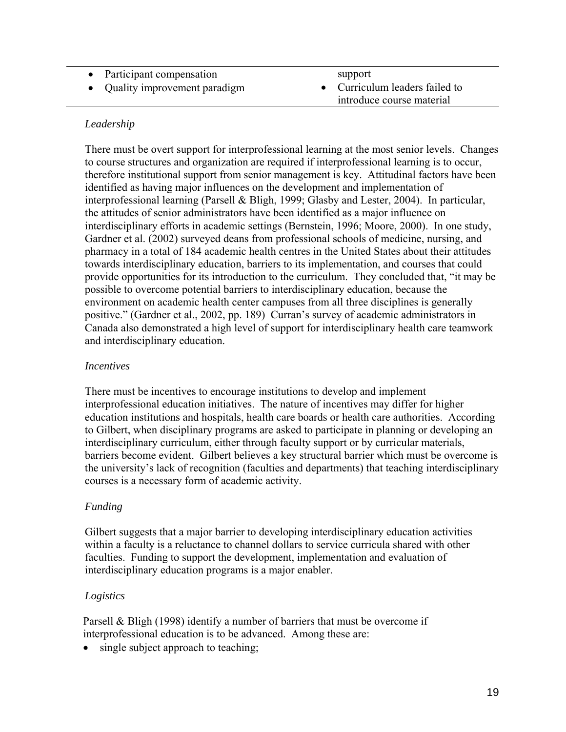| | |
|---|---|
| • Participant compensation | support |
| • Quality improvement paradigm | • Curriculum leaders failed to introduce course material |

*Leadership*

There must be overt support for interprofessional learning at the most senior levels. Changes to course structures and organization are required if interprofessional learning is to occur, therefore institutional support from senior management is key. Attitudinal factors have been identified as having major influences on the development and implementation of interprofessional learning (Parsell & Bligh, 1999; Glasby and Lester, 2004). In particular, the attitudes of senior administrators have been identified as a major influence on interdisciplinary efforts in academic settings (Bernstein, 1996; Moore, 2000). In one study, Gardner et al. (2002) surveyed deans from professional schools of medicine, nursing, and pharmacy in a total of 184 academic health centres in the United States about their attitudes towards interdisciplinary education, barriers to its implementation, and courses that could provide opportunities for its introduction to the curriculum. They concluded that, "it may be possible to overcome potential barriers to interdisciplinary education, because the environment on academic health center campuses from all three disciplines is generally positive." (Gardner et al., 2002, pp. 189) Curran's survey of academic administrators in Canada also demonstrated a high level of support for interdisciplinary health care teamwork and interdisciplinary education.

*Incentives*

There must be incentives to encourage institutions to develop and implement interprofessional education initiatives. The nature of incentives may differ for higher education institutions and hospitals, health care boards or health care authorities. According to Gilbert, when disciplinary programs are asked to participate in planning or developing an interdisciplinary curriculum, either through faculty support or by curricular materials, barriers become evident. Gilbert believes a key structural barrier which must be overcome is the university's lack of recognition (faculties and departments) that teaching interdisciplinary courses is a necessary form of academic activity.

*Funding*

Gilbert suggests that a major barrier to developing interdisciplinary education activities within a faculty is a reluctance to channel dollars to service curricula shared with other faculties. Funding to support the development, implementation and evaluation of interdisciplinary education programs is a major enabler.

*Logistics*

Parsell & Bligh (1998) identify a number of barriers that must be overcome if interprofessional education is to be advanced. Among these are:

- single subject approach to teaching;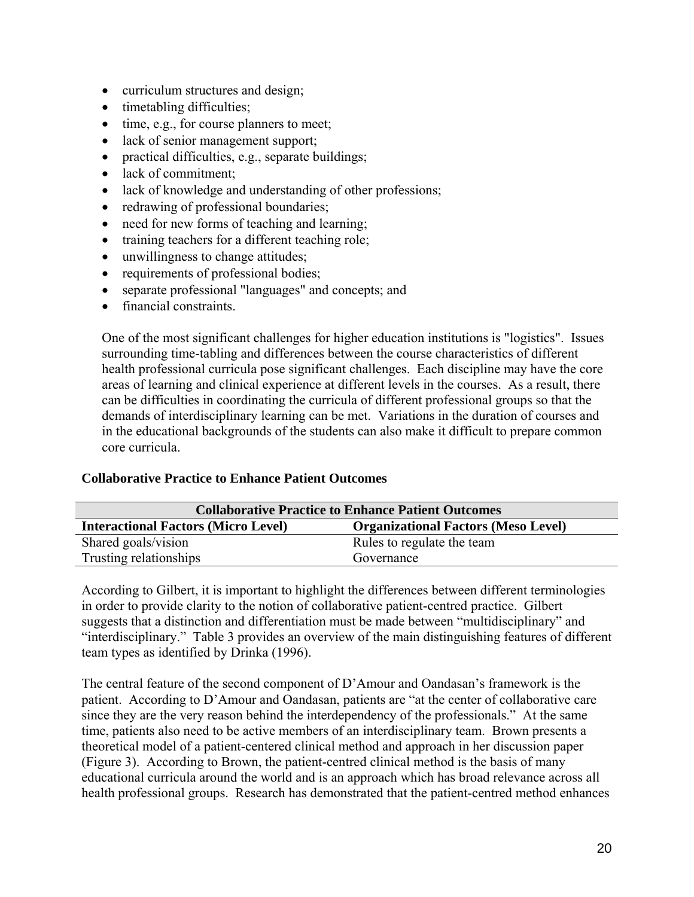- curriculum structures and design;
- timetabling difficulties;
- time, e.g., for course planners to meet;
- lack of senior management support;
- practical difficulties, e.g., separate buildings;
- lack of commitment;
- lack of knowledge and understanding of other professions;
- redrawing of professional boundaries;
- need for new forms of teaching and learning;
- training teachers for a different teaching role;
- unwillingness to change attitudes;
- requirements of professional bodies;
- separate professional "languages" and concepts; and
- financial constraints.

One of the most significant challenges for higher education institutions is "logistics". Issues surrounding time-tabling and differences between the course characteristics of different health professional curricula pose significant challenges. Each discipline may have the core areas of learning and clinical experience at different levels in the courses. As a result, there can be difficulties in coordinating the curricula of different professional groups so that the demands of interdisciplinary learning can be met. Variations in the duration of courses and in the educational backgrounds of the students can also make it difficult to prepare common core curricula.

**Collaborative Practice to Enhance Patient Outcomes**

| Collaborative Practice to Enhance Patient Outcomes | |
|---|---|
| **Interactional Factors (Micro Level)** | **Organizational Factors (Meso Level)** |
| Shared goals/vision | Rules to regulate the team |
| Trusting relationships | Governance |

According to Gilbert, it is important to highlight the differences between different terminologies in order to provide clarity to the notion of collaborative patient-centred practice. Gilbert suggests that a distinction and differentiation must be made between "multidisciplinary" and "interdisciplinary." Table 3 provides an overview of the main distinguishing features of different team types as identified by Drinka (1996).

The central feature of the second component of D'Amour and Oandasan's framework is the patient. According to D'Amour and Oandasan, patients are "at the center of collaborative care since they are the very reason behind the interdependency of the professionals." At the same time, patients also need to be active members of an interdisciplinary team. Brown presents a theoretical model of a patient-centered clinical method and approach in her discussion paper (Figure 3). According to Brown, the patient-centred clinical method is the basis of many educational curricula around the world and is an approach which has broad relevance across all health professional groups. Research has demonstrated that the patient-centred method enhances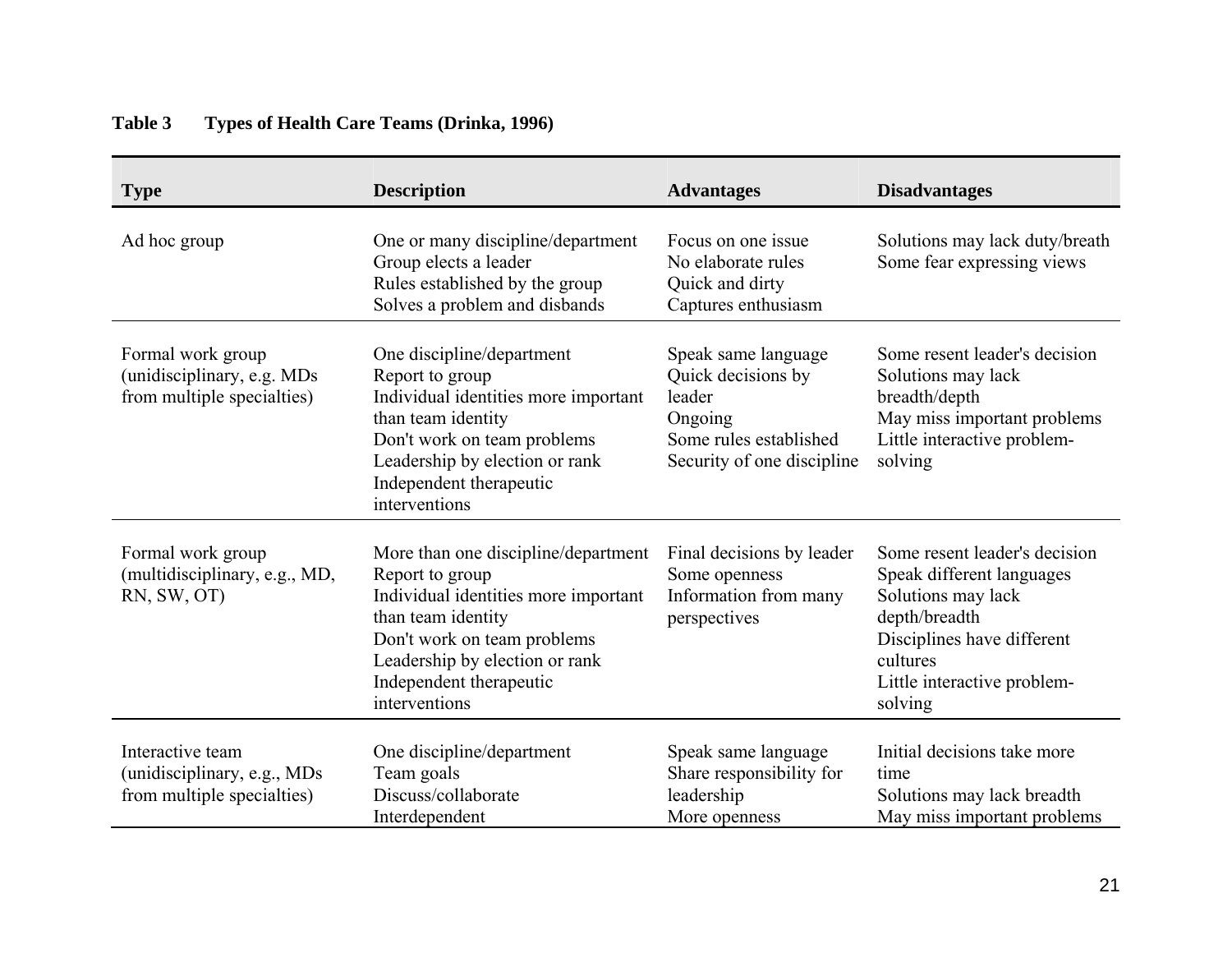**Table 3 Types of Health Care Teams (Drinka, 1996)**

| Type | Description | Advantages | Disadvantages |
|---|---|---|---|
| Ad hoc group | One or many discipline/department<br>Group elects a leader<br>Rules established by the group<br>Solves a problem and disbands | Focus on one issue<br>No elaborate rules<br>Quick and dirty<br>Captures enthusiasm | Solutions may lack duty/breath<br>Some fear expressing views |
| Formal work group (unidisciplinary, e.g. MDs from multiple specialties) | One discipline/department<br>Report to group<br>Individual identities more important than team identity<br>Don't work on team problems<br>Leadership by election or rank<br>Independent therapeutic interventions | Speak same language<br>Quick decisions by leader<br>Ongoing<br>Some rules established<br>Security of one discipline | Some resent leader's decision<br>Solutions may lack breadth/depth<br>May miss important problems<br>Little interactive problem-solving |
| Formal work group (multidisciplinary, e.g., MD, RN, SW, OT) | More than one discipline/department<br>Report to group<br>Individual identities more important than team identity<br>Don't work on team problems<br>Leadership by election or rank<br>Independent therapeutic interventions | Final decisions by leader<br>Some openness<br>Information from many perspectives | Some resent leader's decision<br>Speak different languages<br>Solutions may lack depth/breadth<br>Disciplines have different cultures<br>Little interactive problem-solving |
| Interactive team (unidisciplinary, e.g., MDs from multiple specialties) | One discipline/department<br>Team goals<br>Discuss/collaborate<br>Interdependent | Speak same language<br>Share responsibility for leadership<br>More openness | Initial decisions take more time<br>Solutions may lack breadth<br>May miss important problems |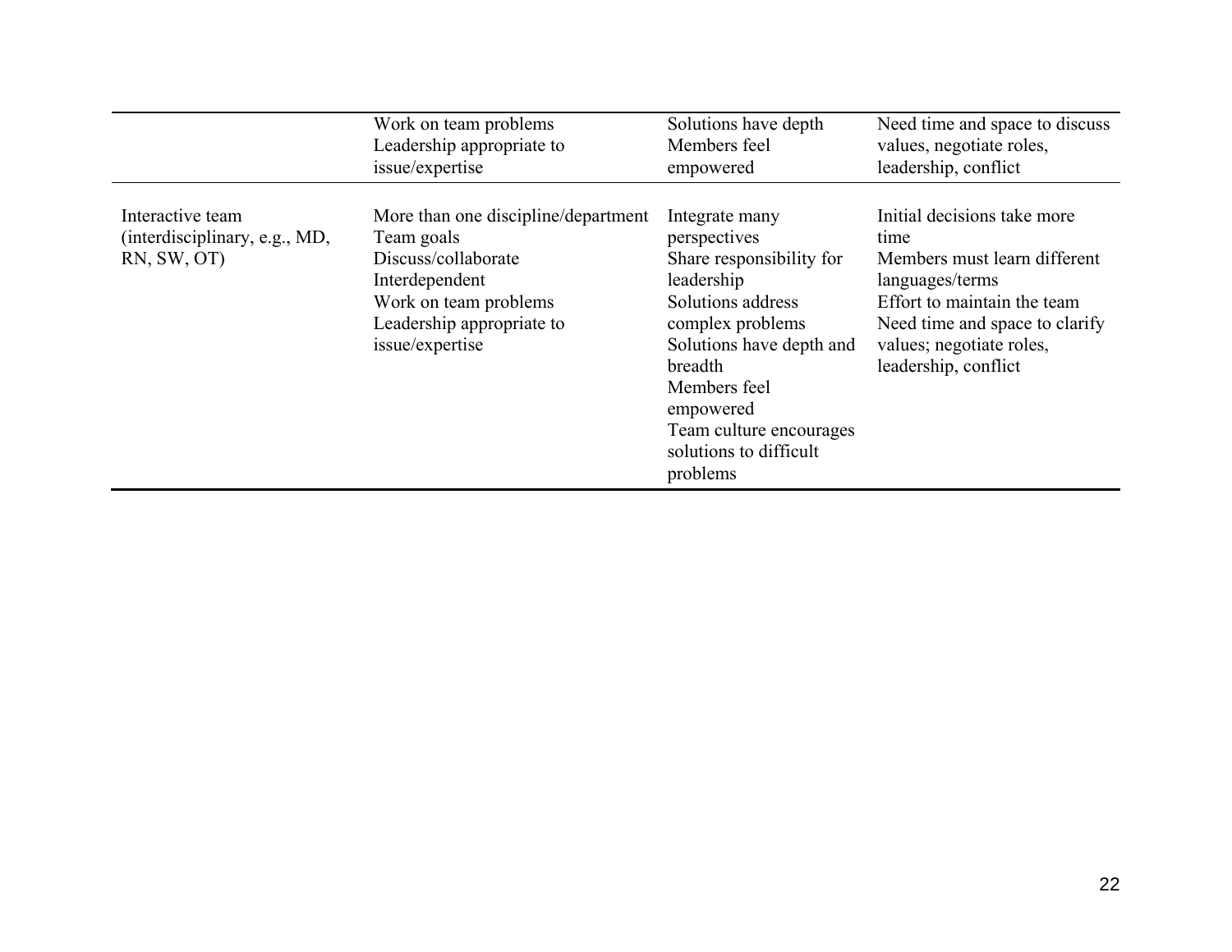| | | | |
|---|---|---|---|
| | Work on team problems<br>Leadership appropriate to issue/expertise | Solutions have depth<br>Members feel empowered | Need time and space to discuss values, negotiate roles, leadership, conflict |
| Interactive team (interdisciplinary, e.g., MD, RN, SW, OT) | More than one discipline/department<br>Team goals<br>Discuss/collaborate<br>Interdependent<br>Work on team problems<br>Leadership appropriate to issue/expertise | Integrate many perspectives<br>Share responsibility for leadership<br>Solutions address complex problems<br>Solutions have depth and breadth<br>Members feel empowered<br>Team culture encourages solutions to difficult problems | Initial decisions take more time<br>Members must learn different languages/terms<br>Effort to maintain the team<br>Need time and space to clarify values; negotiate roles, leadership, conflict |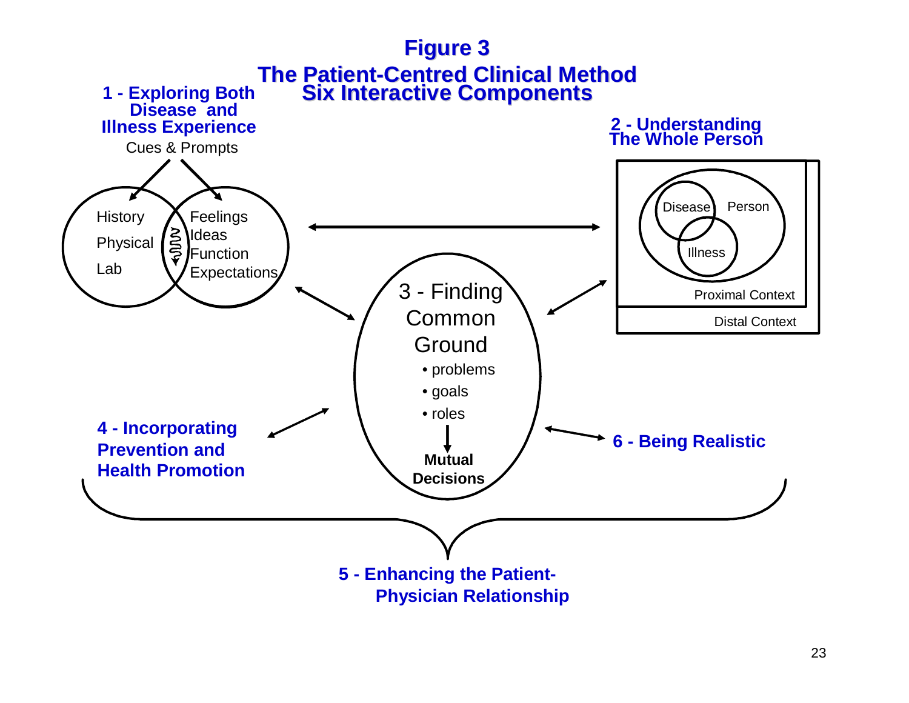# Figure 3

## The Patient-Centred Clinical Method
## Six Interactive Components

**1 - Exploring Both Disease and Illness Experience**

Cues & Prompts

- History
- Physical
- Lab

- Feelings
- Ideas
- Function
- Expectations

**2 - Understanding The Whole Person**

- Disease
- Person
- Illness
- Proximal Context
- Distal Context

**3 - Finding Common Ground**

- problems
- goals
- roles

**Mutual Decisions**

**4 - Incorporating Prevention and Health Promotion**

**5 - Enhancing the Patient-Physician Relationship**

**6 - Being Realistic**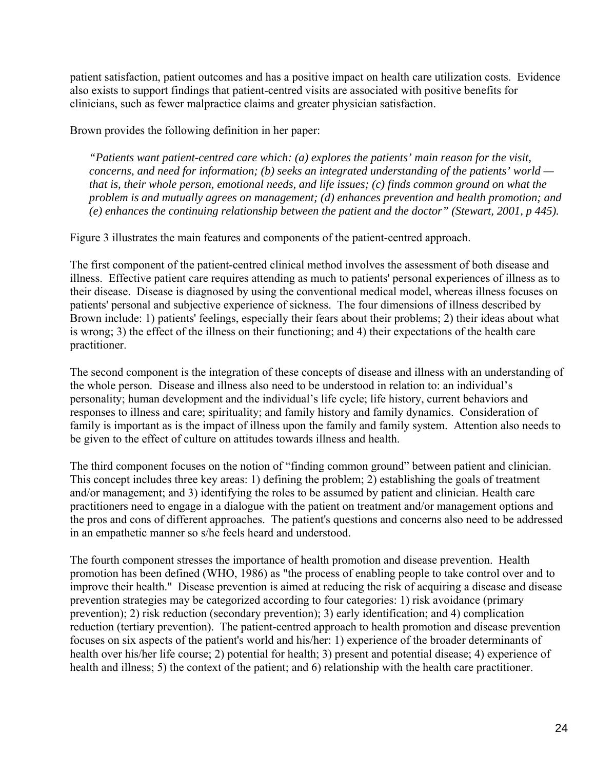patient satisfaction, patient outcomes and has a positive impact on health care utilization costs. Evidence also exists to support findings that patient-centred visits are associated with positive benefits for clinicians, such as fewer malpractice claims and greater physician satisfaction.

Brown provides the following definition in her paper:

> *"Patients want patient-centred care which: (a) explores the patients' main reason for the visit, concerns, and need for information; (b) seeks an integrated understanding of the patients' world — that is, their whole person, emotional needs, and life issues; (c) finds common ground on what the problem is and mutually agrees on management; (d) enhances prevention and health promotion; and (e) enhances the continuing relationship between the patient and the doctor" (Stewart, 2001, p 445).*

Figure 3 illustrates the main features and components of the patient-centred approach.

The first component of the patient-centred clinical method involves the assessment of both disease and illness. Effective patient care requires attending as much to patients' personal experiences of illness as to their disease. Disease is diagnosed by using the conventional medical model, whereas illness focuses on patients' personal and subjective experience of sickness. The four dimensions of illness described by Brown include: 1) patients' feelings, especially their fears about their problems; 2) their ideas about what is wrong; 3) the effect of the illness on their functioning; and 4) their expectations of the health care practitioner.

The second component is the integration of these concepts of disease and illness with an understanding of the whole person. Disease and illness also need to be understood in relation to: an individual's personality; human development and the individual's life cycle; life history, current behaviors and responses to illness and care; spirituality; and family history and family dynamics. Consideration of family is important as is the impact of illness upon the family and family system. Attention also needs to be given to the effect of culture on attitudes towards illness and health.

The third component focuses on the notion of "finding common ground" between patient and clinician. This concept includes three key areas: 1) defining the problem; 2) establishing the goals of treatment and/or management; and 3) identifying the roles to be assumed by patient and clinician. Health care practitioners need to engage in a dialogue with the patient on treatment and/or management options and the pros and cons of different approaches. The patient's questions and concerns also need to be addressed in an empathetic manner so s/he feels heard and understood.

The fourth component stresses the importance of health promotion and disease prevention. Health promotion has been defined (WHO, 1986) as "the process of enabling people to take control over and to improve their health." Disease prevention is aimed at reducing the risk of acquiring a disease and disease prevention strategies may be categorized according to four categories: 1) risk avoidance (primary prevention); 2) risk reduction (secondary prevention); 3) early identification; and 4) complication reduction (tertiary prevention). The patient-centred approach to health promotion and disease prevention focuses on six aspects of the patient's world and his/her: 1) experience of the broader determinants of health over his/her life course; 2) potential for health; 3) present and potential disease; 4) experience of health and illness; 5) the context of the patient; and 6) relationship with the health care practitioner.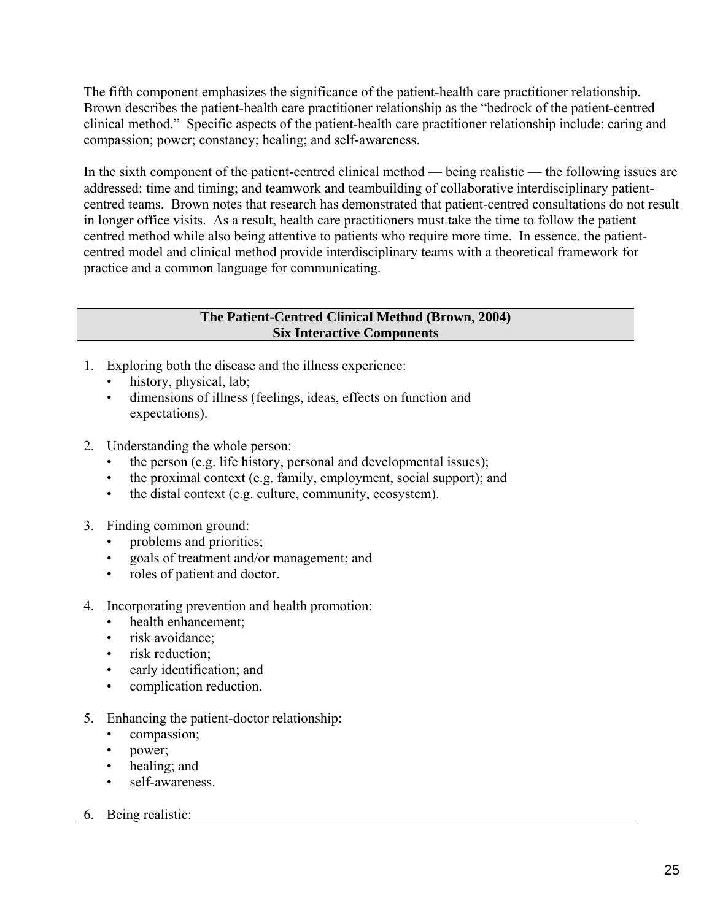The fifth component emphasizes the significance of the patient-health care practitioner relationship. Brown describes the patient-health care practitioner relationship as the "bedrock of the patient-centred clinical method." Specific aspects of the patient-health care practitioner relationship include: caring and compassion; power; constancy; healing; and self-awareness.

In the sixth component of the patient-centred clinical method — being realistic — the following issues are addressed: time and timing; and teamwork and teambuilding of collaborative interdisciplinary patient-centred teams. Brown notes that research has demonstrated that patient-centred consultations do not result in longer office visits. As a result, health care practitioners must take the time to follow the patient centred method while also being attentive to patients who require more time. In essence, the patient-centred model and clinical method provide interdisciplinary teams with a theoretical framework for practice and a common language for communicating.

**The Patient-Centred Clinical Method (Brown, 2004)**
**Six Interactive Components**

1. Exploring both the disease and the illness experience:
   - history, physical, lab;
   - dimensions of illness (feelings, ideas, effects on function and expectations).

2. Understanding the whole person:
   - the person (e.g. life history, personal and developmental issues);
   - the proximal context (e.g. family, employment, social support); and
   - the distal context (e.g. culture, community, ecosystem).

3. Finding common ground:
   - problems and priorities;
   - goals of treatment and/or management; and
   - roles of patient and doctor.

4. Incorporating prevention and health promotion:
   - health enhancement;
   - risk avoidance;
   - risk reduction;
   - early identification; and
   - complication reduction.

5. Enhancing the patient-doctor relationship:
   - compassion;
   - power;
   - healing; and
   - self-awareness.

6. Being realistic: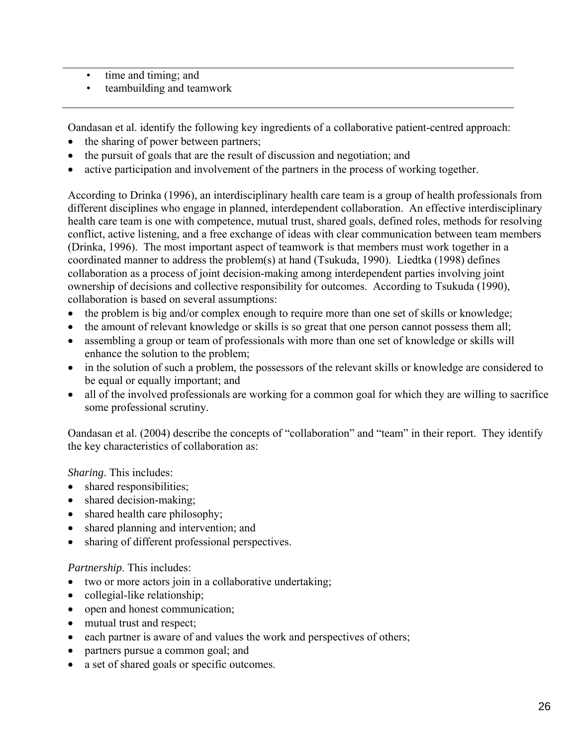- time and timing; and
- teambuilding and teamwork

---

Oandasan et al. identify the following key ingredients of a collaborative patient-centred approach:

- the sharing of power between partners;
- the pursuit of goals that are the result of discussion and negotiation; and
- active participation and involvement of the partners in the process of working together.

According to Drinka (1996), an interdisciplinary health care team is a group of health professionals from different disciplines who engage in planned, interdependent collaboration. An effective interdisciplinary health care team is one with competence, mutual trust, shared goals, defined roles, methods for resolving conflict, active listening, and a free exchange of ideas with clear communication between team members (Drinka, 1996). The most important aspect of teamwork is that members must work together in a coordinated manner to address the problem(s) at hand (Tsukuda, 1990). Liedtka (1998) defines collaboration as a process of joint decision-making among interdependent parties involving joint ownership of decisions and collective responsibility for outcomes. According to Tsukuda (1990), collaboration is based on several assumptions:

- the problem is big and/or complex enough to require more than one set of skills or knowledge;
- the amount of relevant knowledge or skills is so great that one person cannot possess them all;
- assembling a group or team of professionals with more than one set of knowledge or skills will enhance the solution to the problem;
- in the solution of such a problem, the possessors of the relevant skills or knowledge are considered to be equal or equally important; and
- all of the involved professionals are working for a common goal for which they are willing to sacrifice some professional scrutiny.

Oandasan et al. (2004) describe the concepts of "collaboration" and "team" in their report. They identify the key characteristics of collaboration as:

*Sharing*. This includes:

- shared responsibilities;
- shared decision-making;
- shared health care philosophy;
- shared planning and intervention; and
- sharing of different professional perspectives.

*Partnership*. This includes:

- two or more actors join in a collaborative undertaking;
- collegial-like relationship;
- open and honest communication;
- mutual trust and respect;
- each partner is aware of and values the work and perspectives of others;
- partners pursue a common goal; and
- a set of shared goals or specific outcomes.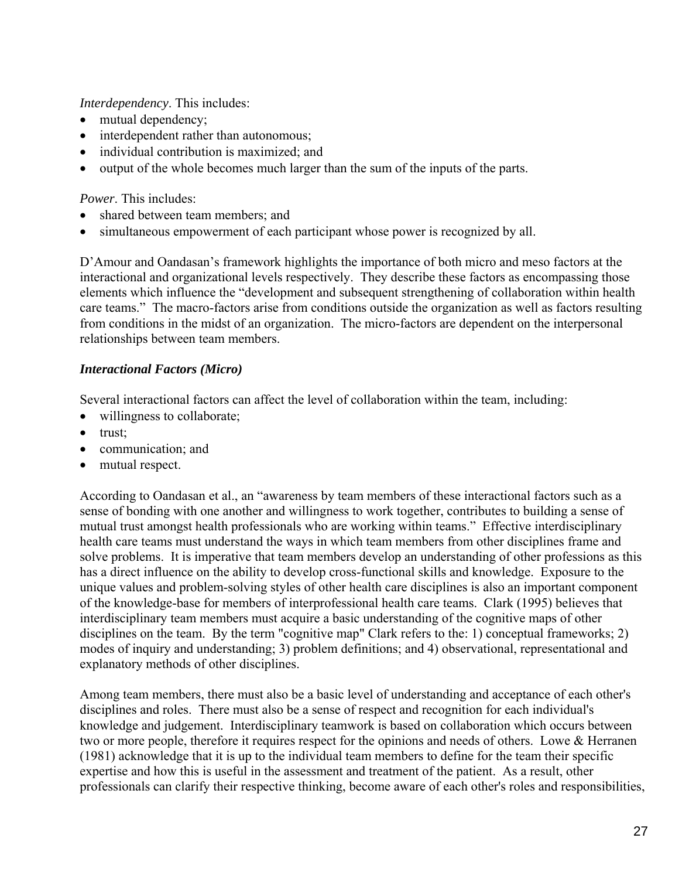*Interdependency*. This includes:

- mutual dependency;
- interdependent rather than autonomous;
- individual contribution is maximized; and
- output of the whole becomes much larger than the sum of the inputs of the parts.

*Power*. This includes:

- shared between team members; and
- simultaneous empowerment of each participant whose power is recognized by all.

D'Amour and Oandasan's framework highlights the importance of both micro and meso factors at the interactional and organizational levels respectively. They describe these factors as encompassing those elements which influence the "development and subsequent strengthening of collaboration within health care teams." The macro-factors arise from conditions outside the organization as well as factors resulting from conditions in the midst of an organization. The micro-factors are dependent on the interpersonal relationships between team members.

### *Interactional Factors (Micro)*

Several interactional factors can affect the level of collaboration within the team, including:

- willingness to collaborate;
- trust;
- communication; and
- mutual respect.

According to Oandasan et al., an "awareness by team members of these interactional factors such as a sense of bonding with one another and willingness to work together, contributes to building a sense of mutual trust amongst health professionals who are working within teams." Effective interdisciplinary health care teams must understand the ways in which team members from other disciplines frame and solve problems. It is imperative that team members develop an understanding of other professions as this has a direct influence on the ability to develop cross-functional skills and knowledge. Exposure to the unique values and problem-solving styles of other health care disciplines is also an important component of the knowledge-base for members of interprofessional health care teams. Clark (1995) believes that interdisciplinary team members must acquire a basic understanding of the cognitive maps of other disciplines on the team. By the term "cognitive map" Clark refers to the: 1) conceptual frameworks; 2) modes of inquiry and understanding; 3) problem definitions; and 4) observational, representational and explanatory methods of other disciplines.

Among team members, there must also be a basic level of understanding and acceptance of each other's disciplines and roles. There must also be a sense of respect and recognition for each individual's knowledge and judgement. Interdisciplinary teamwork is based on collaboration which occurs between two or more people, therefore it requires respect for the opinions and needs of others. Lowe & Herranen (1981) acknowledge that it is up to the individual team members to define for the team their specific expertise and how this is useful in the assessment and treatment of the patient. As a result, other professionals can clarify their respective thinking, become aware of each other's roles and responsibilities,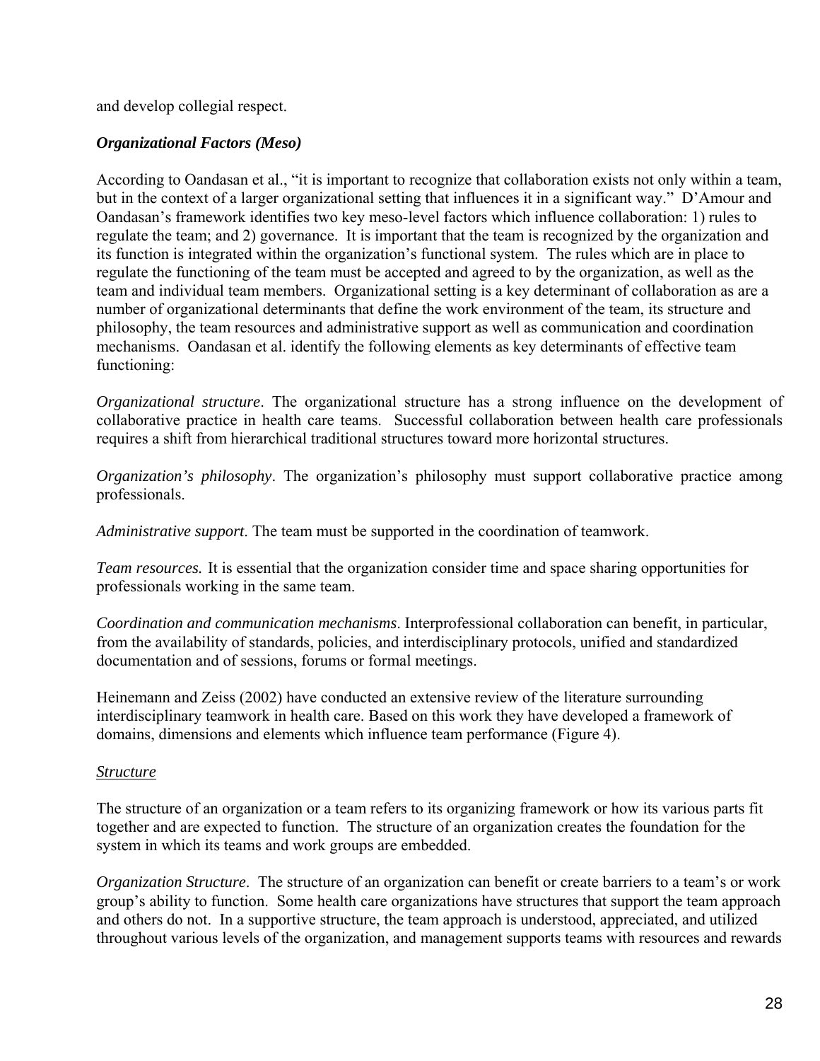and develop collegial respect.

### *Organizational Factors (Meso)*

According to Oandasan et al., "it is important to recognize that collaboration exists not only within a team, but in the context of a larger organizational setting that influences it in a significant way." D'Amour and Oandasan's framework identifies two key meso-level factors which influence collaboration: 1) rules to regulate the team; and 2) governance. It is important that the team is recognized by the organization and its function is integrated within the organization's functional system. The rules which are in place to regulate the functioning of the team must be accepted and agreed to by the organization, as well as the team and individual team members. Organizational setting is a key determinant of collaboration as are a number of organizational determinants that define the work environment of the team, its structure and philosophy, the team resources and administrative support as well as communication and coordination mechanisms. Oandasan et al. identify the following elements as key determinants of effective team functioning:

*Organizational structure*. The organizational structure has a strong influence on the development of collaborative practice in health care teams. Successful collaboration between health care professionals requires a shift from hierarchical traditional structures toward more horizontal structures.

*Organization's philosophy*. The organization's philosophy must support collaborative practice among professionals.

*Administrative support*. The team must be supported in the coordination of teamwork.

*Team resources.* It is essential that the organization consider time and space sharing opportunities for professionals working in the same team.

*Coordination and communication mechanisms*. Interprofessional collaboration can benefit, in particular, from the availability of standards, policies, and interdisciplinary protocols, unified and standardized documentation and of sessions, forums or formal meetings.

Heinemann and Zeiss (2002) have conducted an extensive review of the literature surrounding interdisciplinary teamwork in health care. Based on this work they have developed a framework of domains, dimensions and elements which influence team performance (Figure 4).

#### Structure

The structure of an organization or a team refers to its organizing framework or how its various parts fit together and are expected to function. The structure of an organization creates the foundation for the system in which its teams and work groups are embedded.

*Organization Structure*. The structure of an organization can benefit or create barriers to a team's or work group's ability to function. Some health care organizations have structures that support the team approach and others do not. In a supportive structure, the team approach is understood, appreciated, and utilized throughout various levels of the organization, and management supports teams with resources and rewards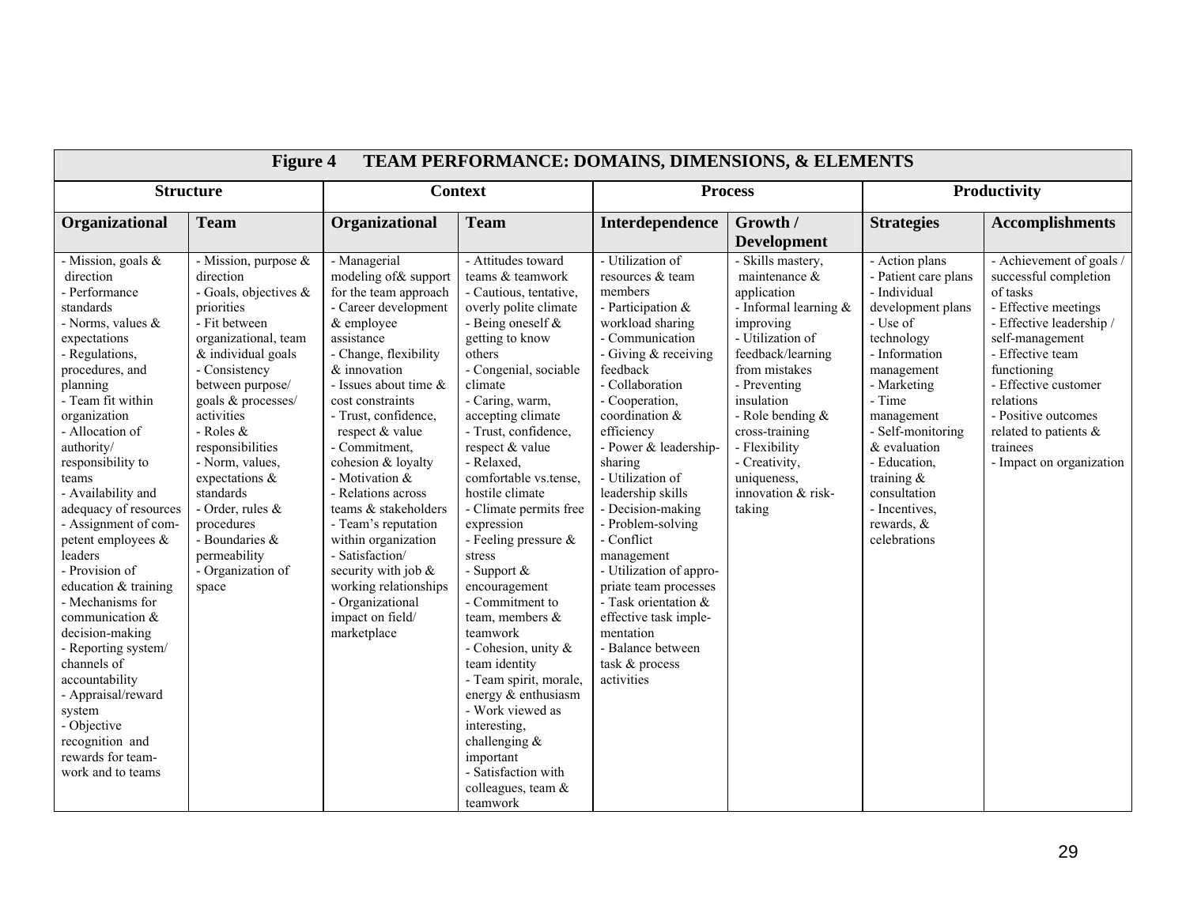**Figure 4 TEAM PERFORMANCE: DOMAINS, DIMENSIONS, & ELEMENTS**

| Structure | | Context | | Process | | Productivity | |
|---|---|---|---|---|---|---|---|
| **Organizational** | **Team** | **Organizational** | **Team** | **Interdependence** | **Growth / Development** | **Strategies** | **Accomplishments** |
| - Mission, goals & direction<br>- Performance standards<br>- Norms, values & expectations<br>- Regulations, procedures, and planning<br>- Team fit within organization<br>- Allocation of authority/ responsibility to teams<br>- Availability and adequacy of resources<br>- Assignment of competent employees & leaders<br>- Provision of education & training<br>- Mechanisms for communication & decision-making<br>- Reporting system/ channels of accountability<br>- Appraisal/reward system<br>- Objective recognition and rewards for team-work and to teams | - Mission, purpose & direction<br>- Goals, objectives & priorities<br>- Fit between organizational, team & individual goals<br>- Consistency between purpose/ goals & processes/ activities<br>- Roles & responsibilities<br>- Norm, values, expectations & standards<br>- Order, rules & procedures<br>- Boundaries & permeability<br>- Organization of space | - Managerial modeling of& support for the team approach<br>- Career development & employee assistance<br>- Change, flexibility & innovation<br>- Issues about time & cost constraints<br>- Trust, confidence, respect & value<br>- Commitment, cohesion & loyalty<br>- Motivation & morale<br>- Relations across teams & stakeholders<br>- Team's reputation within organization<br>- Satisfaction/ security with job & working relationships<br>- Organizational impact on field/ marketplace | - Attitudes toward teams & teamwork<br>- Cautious, tentative, overly polite climate<br>- Being oneself & getting to know others<br>- Congenial, sociable climate<br>- Caring, warm, accepting climate<br>- Trust, confidence, respect & value<br>- Relaxed, comfortable vs.tense, hostile climate<br>- Climate permits free expression<br>- Feeling pressure & stress<br>- Support & encouragement<br>- Commitment to team, members & teamwork<br>- Cohesion, unity & team identity<br>- Team spirit, morale, energy & enthusiasm<br>- Work viewed as interesting, challenging & important<br>- Satisfaction with colleagues, team & teamwork | - Utilization of resources & team members<br>- Participation & workload sharing<br>- Communication<br>- Giving & receiving feedback<br>- Collaboration<br>- Cooperation, coordination & efficiency<br>- Power & leadership-sharing<br>- Utilization of leadership skills<br>- Decision-making<br>- Problem-solving<br>- Conflict management<br>- Utilization of appropriate team processes<br>- Task orientation & effective task implementation<br>- Balance between task & process activities | - Skills mastery, maintenance & application<br>- Informal learning & improving<br>- Utilization of feedback/learning from mistakes<br>- Preventing insulation<br>- Role bending & cross-training<br>- Flexibility<br>- Creativity, uniqueness, innovation & risk-taking | - Action plans<br>- Patient care plans<br>- Individual development plans<br>- Use of technology<br>- Information management<br>- Marketing<br>- Time management<br>- Self-monitoring & evaluation<br>- Education, training & consultation<br>- Incentives, rewards, & celebrations | - Achievement of goals / successful completion of tasks<br>- Effective meetings<br>- Effective leadership / self-management<br>- Effective team functioning<br>- Effective customer relations<br>- Positive outcomes related to patients & trainees<br>- Impact on organization |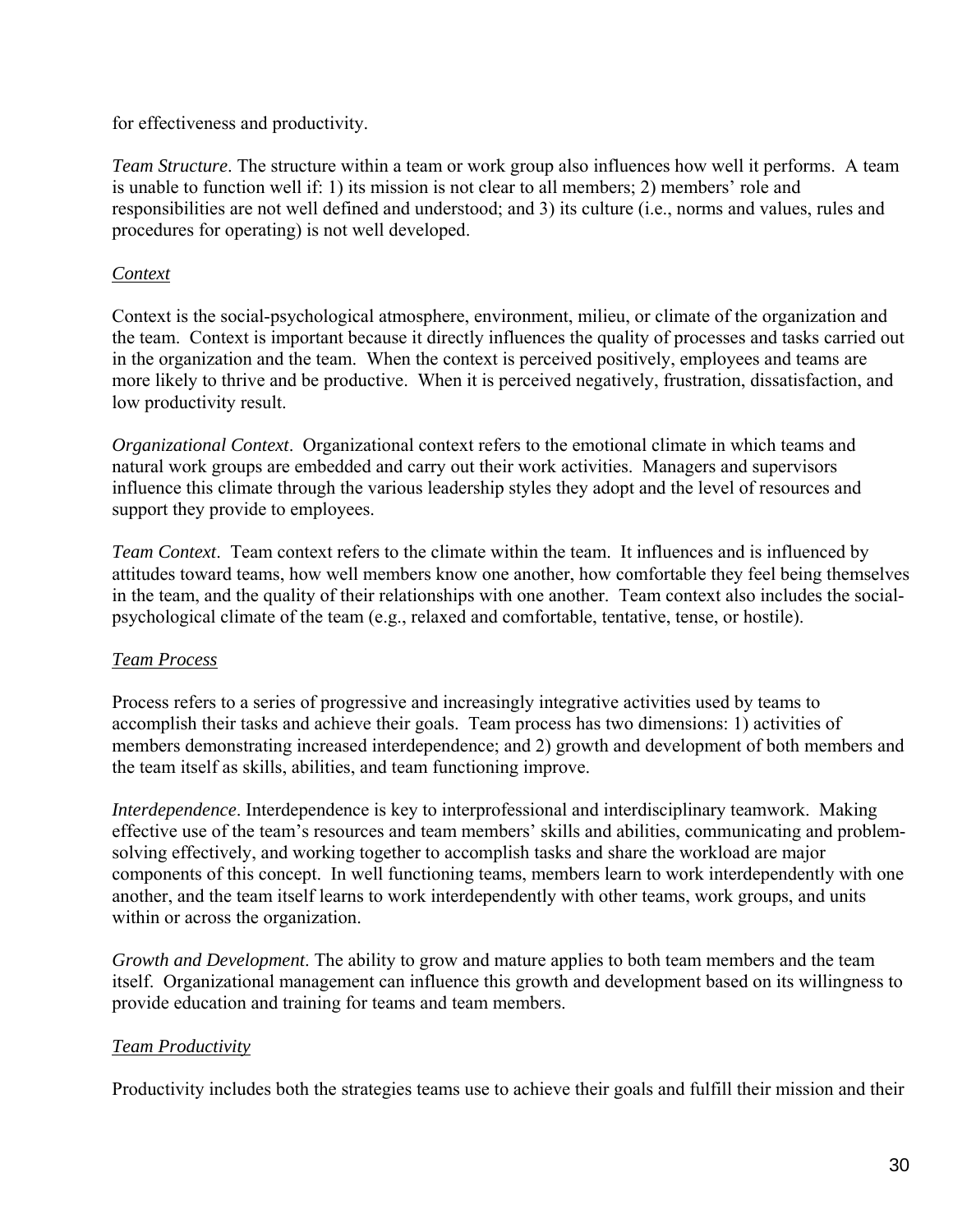for effectiveness and productivity.

*Team Structure*. The structure within a team or work group also influences how well it performs. A team is unable to function well if: 1) its mission is not clear to all members; 2) members' role and responsibilities are not well defined and understood; and 3) its culture (i.e., norms and values, rules and procedures for operating) is not well developed.

<u>*Context*</u>

Context is the social-psychological atmosphere, environment, milieu, or climate of the organization and the team. Context is important because it directly influences the quality of processes and tasks carried out in the organization and the team. When the context is perceived positively, employees and teams are more likely to thrive and be productive. When it is perceived negatively, frustration, dissatisfaction, and low productivity result.

*Organizational Context*. Organizational context refers to the emotional climate in which teams and natural work groups are embedded and carry out their work activities. Managers and supervisors influence this climate through the various leadership styles they adopt and the level of resources and support they provide to employees.

*Team Context*. Team context refers to the climate within the team. It influences and is influenced by attitudes toward teams, how well members know one another, how comfortable they feel being themselves in the team, and the quality of their relationships with one another. Team context also includes the social-psychological climate of the team (e.g., relaxed and comfortable, tentative, tense, or hostile).

<u>*Team Process*</u>

Process refers to a series of progressive and increasingly integrative activities used by teams to accomplish their tasks and achieve their goals. Team process has two dimensions: 1) activities of members demonstrating increased interdependence; and 2) growth and development of both members and the team itself as skills, abilities, and team functioning improve.

*Interdependence*. Interdependence is key to interprofessional and interdisciplinary teamwork. Making effective use of the team's resources and team members' skills and abilities, communicating and problem-solving effectively, and working together to accomplish tasks and share the workload are major components of this concept. In well functioning teams, members learn to work interdependently with one another, and the team itself learns to work interdependently with other teams, work groups, and units within or across the organization.

*Growth and Development*. The ability to grow and mature applies to both team members and the team itself. Organizational management can influence this growth and development based on its willingness to provide education and training for teams and team members.

<u>*Team Productivity*</u>

Productivity includes both the strategies teams use to achieve their goals and fulfill their mission and their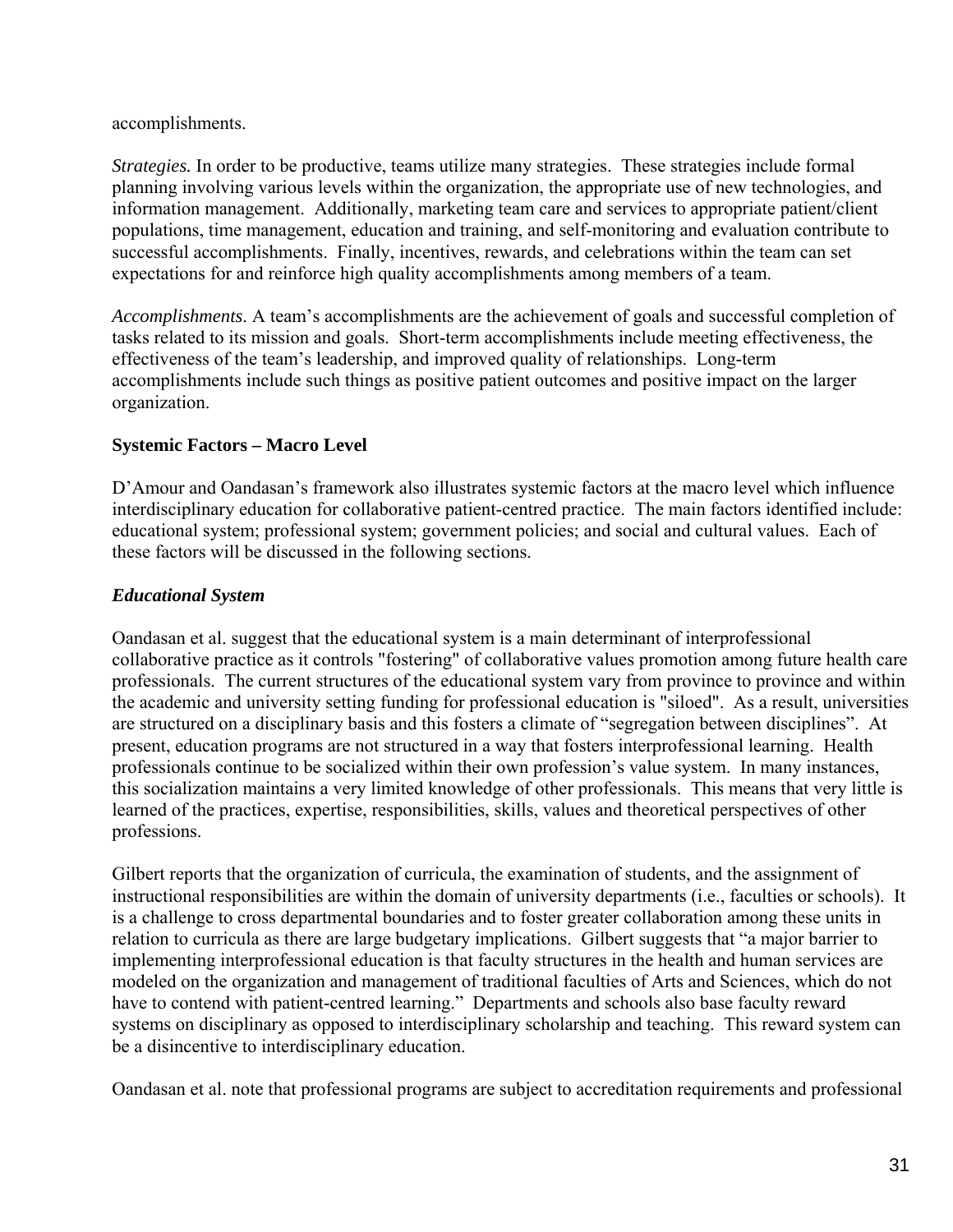accomplishments.

*Strategies.* In order to be productive, teams utilize many strategies. These strategies include formal planning involving various levels within the organization, the appropriate use of new technologies, and information management. Additionally, marketing team care and services to appropriate patient/client populations, time management, education and training, and self-monitoring and evaluation contribute to successful accomplishments. Finally, incentives, rewards, and celebrations within the team can set expectations for and reinforce high quality accomplishments among members of a team.

*Accomplishments*. A team's accomplishments are the achievement of goals and successful completion of tasks related to its mission and goals. Short-term accomplishments include meeting effectiveness, the effectiveness of the team's leadership, and improved quality of relationships. Long-term accomplishments include such things as positive patient outcomes and positive impact on the larger organization.

**Systemic Factors – Macro Level**

D'Amour and Oandasan's framework also illustrates systemic factors at the macro level which influence interdisciplinary education for collaborative patient-centred practice. The main factors identified include: educational system; professional system; government policies; and social and cultural values. Each of these factors will be discussed in the following sections.

***Educational System***

Oandasan et al. suggest that the educational system is a main determinant of interprofessional collaborative practice as it controls "fostering" of collaborative values promotion among future health care professionals. The current structures of the educational system vary from province to province and within the academic and university setting funding for professional education is "siloed". As a result, universities are structured on a disciplinary basis and this fosters a climate of "segregation between disciplines". At present, education programs are not structured in a way that fosters interprofessional learning. Health professionals continue to be socialized within their own profession's value system. In many instances, this socialization maintains a very limited knowledge of other professionals. This means that very little is learned of the practices, expertise, responsibilities, skills, values and theoretical perspectives of other professions.

Gilbert reports that the organization of curricula, the examination of students, and the assignment of instructional responsibilities are within the domain of university departments (i.e., faculties or schools). It is a challenge to cross departmental boundaries and to foster greater collaboration among these units in relation to curricula as there are large budgetary implications. Gilbert suggests that "a major barrier to implementing interprofessional education is that faculty structures in the health and human services are modeled on the organization and management of traditional faculties of Arts and Sciences, which do not have to contend with patient-centred learning." Departments and schools also base faculty reward systems on disciplinary as opposed to interdisciplinary scholarship and teaching. This reward system can be a disincentive to interdisciplinary education.

Oandasan et al. note that professional programs are subject to accreditation requirements and professional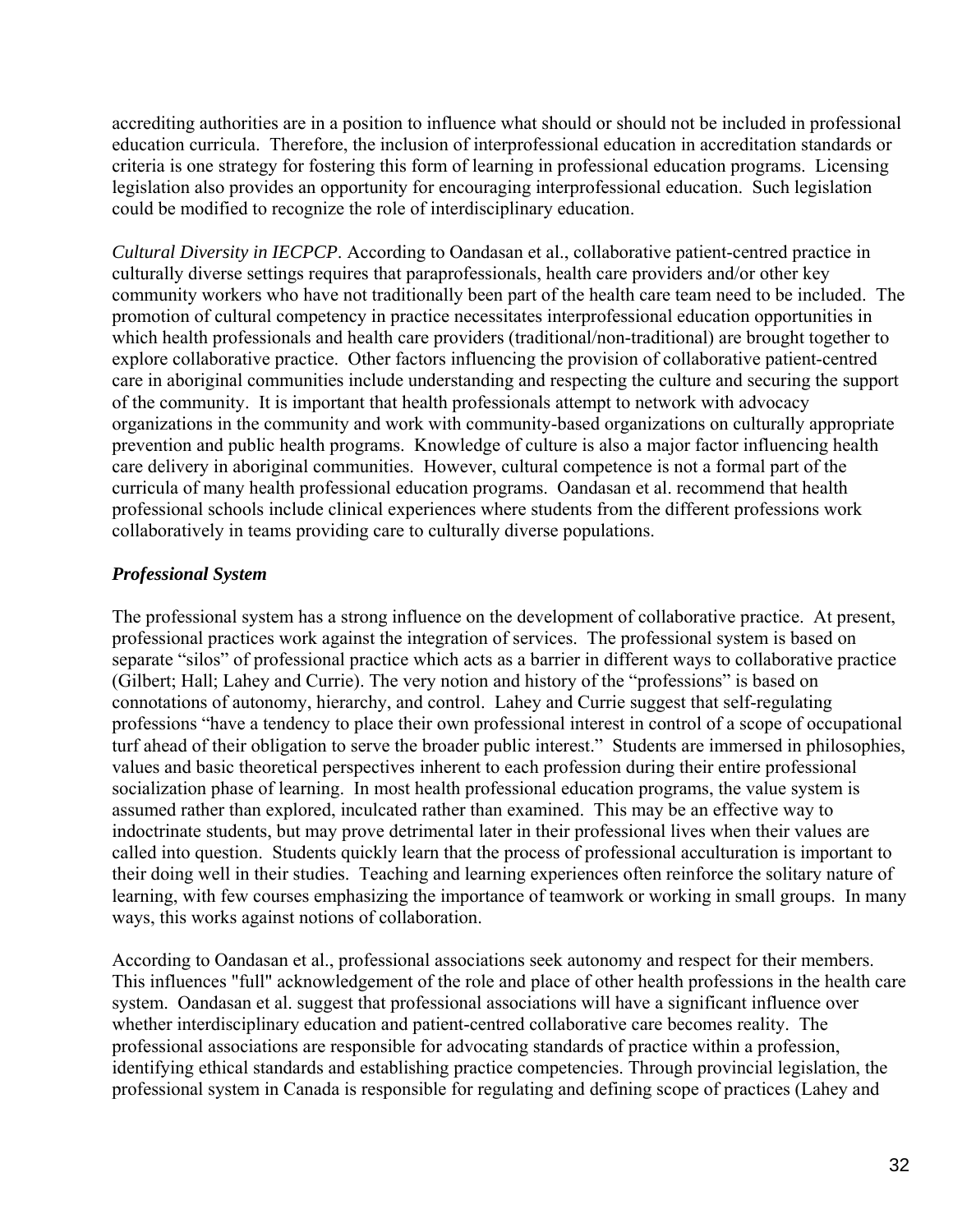accrediting authorities are in a position to influence what should or should not be included in professional education curricula. Therefore, the inclusion of interprofessional education in accreditation standards or criteria is one strategy for fostering this form of learning in professional education programs. Licensing legislation also provides an opportunity for encouraging interprofessional education. Such legislation could be modified to recognize the role of interdisciplinary education.

*Cultural Diversity in IECPCP*. According to Oandasan et al., collaborative patient-centred practice in culturally diverse settings requires that paraprofessionals, health care providers and/or other key community workers who have not traditionally been part of the health care team need to be included. The promotion of cultural competency in practice necessitates interprofessional education opportunities in which health professionals and health care providers (traditional/non-traditional) are brought together to explore collaborative practice. Other factors influencing the provision of collaborative patient-centred care in aboriginal communities include understanding and respecting the culture and securing the support of the community. It is important that health professionals attempt to network with advocacy organizations in the community and work with community-based organizations on culturally appropriate prevention and public health programs. Knowledge of culture is also a major factor influencing health care delivery in aboriginal communities. However, cultural competence is not a formal part of the curricula of many health professional education programs. Oandasan et al. recommend that health professional schools include clinical experiences where students from the different professions work collaboratively in teams providing care to culturally diverse populations.

### *Professional System*

The professional system has a strong influence on the development of collaborative practice. At present, professional practices work against the integration of services. The professional system is based on separate "silos" of professional practice which acts as a barrier in different ways to collaborative practice (Gilbert; Hall; Lahey and Currie). The very notion and history of the "professions" is based on connotations of autonomy, hierarchy, and control. Lahey and Currie suggest that self-regulating professions "have a tendency to place their own professional interest in control of a scope of occupational turf ahead of their obligation to serve the broader public interest." Students are immersed in philosophies, values and basic theoretical perspectives inherent to each profession during their entire professional socialization phase of learning. In most health professional education programs, the value system is assumed rather than explored, inculcated rather than examined. This may be an effective way to indoctrinate students, but may prove detrimental later in their professional lives when their values are called into question. Students quickly learn that the process of professional acculturation is important to their doing well in their studies. Teaching and learning experiences often reinforce the solitary nature of learning, with few courses emphasizing the importance of teamwork or working in small groups. In many ways, this works against notions of collaboration.

According to Oandasan et al., professional associations seek autonomy and respect for their members. This influences "full" acknowledgement of the role and place of other health professions in the health care system. Oandasan et al. suggest that professional associations will have a significant influence over whether interdisciplinary education and patient-centred collaborative care becomes reality. The professional associations are responsible for advocating standards of practice within a profession, identifying ethical standards and establishing practice competencies. Through provincial legislation, the professional system in Canada is responsible for regulating and defining scope of practices (Lahey and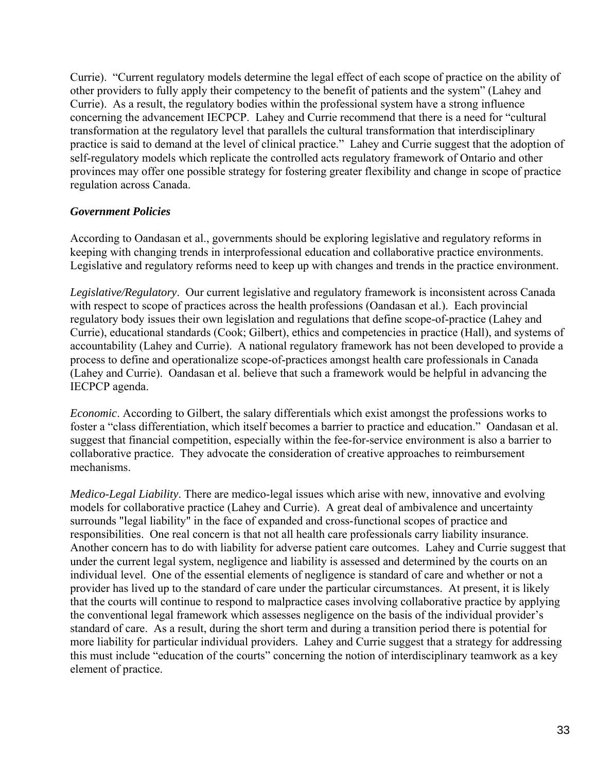Currie). "Current regulatory models determine the legal effect of each scope of practice on the ability of other providers to fully apply their competency to the benefit of patients and the system" (Lahey and Currie). As a result, the regulatory bodies within the professional system have a strong influence concerning the advancement IECPCP. Lahey and Currie recommend that there is a need for "cultural transformation at the regulatory level that parallels the cultural transformation that interdisciplinary practice is said to demand at the level of clinical practice." Lahey and Currie suggest that the adoption of self-regulatory models which replicate the controlled acts regulatory framework of Ontario and other provinces may offer one possible strategy for fostering greater flexibility and change in scope of practice regulation across Canada.

### *Government Policies*

According to Oandasan et al., governments should be exploring legislative and regulatory reforms in keeping with changing trends in interprofessional education and collaborative practice environments. Legislative and regulatory reforms need to keep up with changes and trends in the practice environment.

*Legislative/Regulatory*. Our current legislative and regulatory framework is inconsistent across Canada with respect to scope of practices across the health professions (Oandasan et al.). Each provincial regulatory body issues their own legislation and regulations that define scope-of-practice (Lahey and Currie), educational standards (Cook; Gilbert), ethics and competencies in practice (Hall), and systems of accountability (Lahey and Currie). A national regulatory framework has not been developed to provide a process to define and operationalize scope-of-practices amongst health care professionals in Canada (Lahey and Currie). Oandasan et al. believe that such a framework would be helpful in advancing the IECPCP agenda.

*Economic*. According to Gilbert, the salary differentials which exist amongst the professions works to foster a "class differentiation, which itself becomes a barrier to practice and education." Oandasan et al. suggest that financial competition, especially within the fee-for-service environment is also a barrier to collaborative practice. They advocate the consideration of creative approaches to reimbursement mechanisms.

*Medico-Legal Liability*. There are medico-legal issues which arise with new, innovative and evolving models for collaborative practice (Lahey and Currie). A great deal of ambivalence and uncertainty surrounds "legal liability" in the face of expanded and cross-functional scopes of practice and responsibilities. One real concern is that not all health care professionals carry liability insurance. Another concern has to do with liability for adverse patient care outcomes. Lahey and Currie suggest that under the current legal system, negligence and liability is assessed and determined by the courts on an individual level. One of the essential elements of negligence is standard of care and whether or not a provider has lived up to the standard of care under the particular circumstances. At present, it is likely that the courts will continue to respond to malpractice cases involving collaborative practice by applying the conventional legal framework which assesses negligence on the basis of the individual provider's standard of care. As a result, during the short term and during a transition period there is potential for more liability for particular individual providers. Lahey and Currie suggest that a strategy for addressing this must include "education of the courts" concerning the notion of interdisciplinary teamwork as a key element of practice.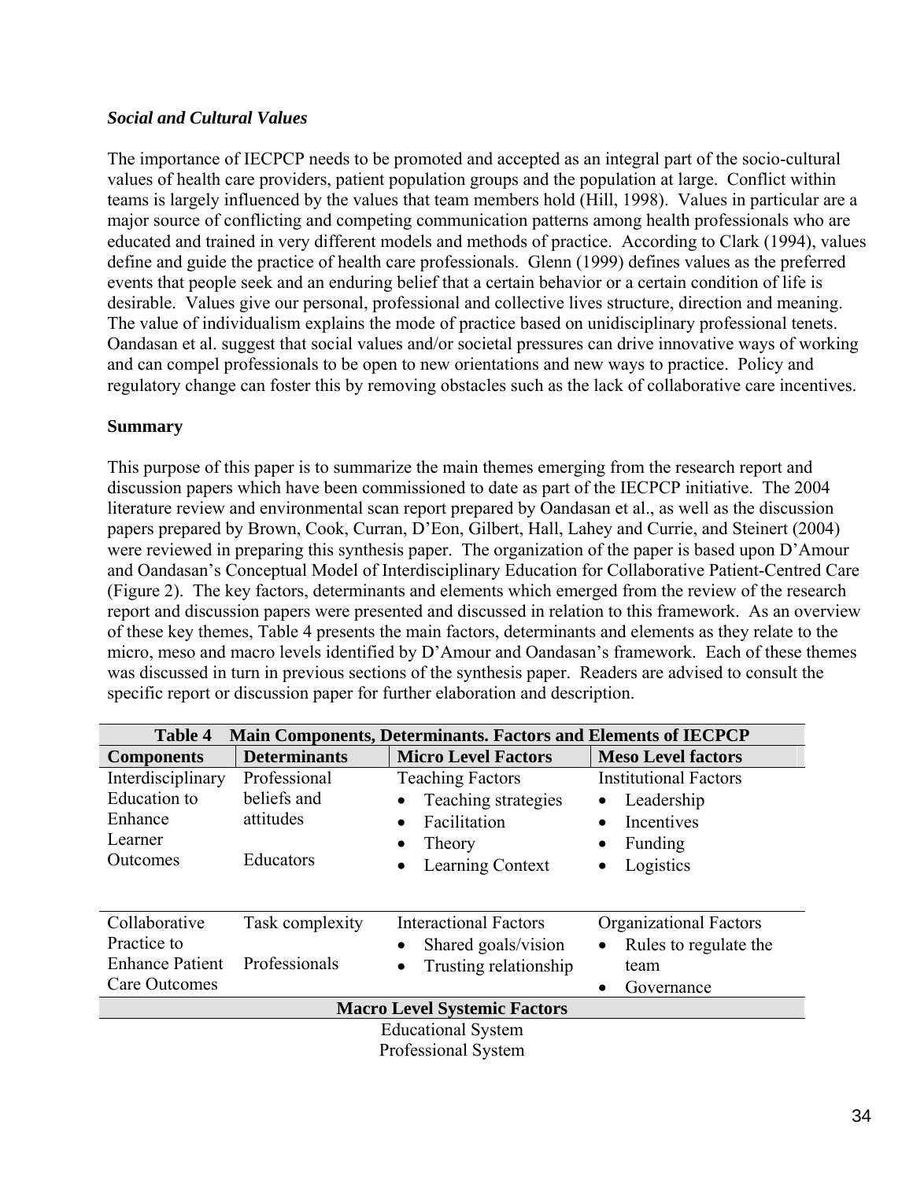### *Social and Cultural Values*

The importance of IECPCP needs to be promoted and accepted as an integral part of the socio-cultural values of health care providers, patient population groups and the population at large. Conflict within teams is largely influenced by the values that team members hold (Hill, 1998). Values in particular are a major source of conflicting and competing communication patterns among health professionals who are educated and trained in very different models and methods of practice. According to Clark (1994), values define and guide the practice of health care professionals. Glenn (1999) defines values as the preferred events that people seek and an enduring belief that a certain behavior or a certain condition of life is desirable. Values give our personal, professional and collective lives structure, direction and meaning. The value of individualism explains the mode of practice based on unidisciplinary professional tenets. Oandasan et al. suggest that social values and/or societal pressures can drive innovative ways of working and can compel professionals to be open to new orientations and new ways to practice. Policy and regulatory change can foster this by removing obstacles such as the lack of collaborative care incentives.

## Summary

This purpose of this paper is to summarize the main themes emerging from the research report and discussion papers which have been commissioned to date as part of the IECPCP initiative. The 2004 literature review and environmental scan report prepared by Oandasan et al., as well as the discussion papers prepared by Brown, Cook, Curran, D'Eon, Gilbert, Hall, Lahey and Currie, and Steinert (2004) were reviewed in preparing this synthesis paper. The organization of the paper is based upon D'Amour and Oandasan's Conceptual Model of Interdisciplinary Education for Collaborative Patient-Centred Care (Figure 2). The key factors, determinants and elements which emerged from the review of the research report and discussion papers were presented and discussed in relation to this framework. As an overview of these key themes, Table 4 presents the main factors, determinants and elements as they relate to the micro, meso and macro levels identified by D'Amour and Oandasan's framework. Each of these themes was discussed in turn in previous sections of the synthesis paper. Readers are advised to consult the specific report or discussion paper for further elaboration and description.

**Table 4 Main Components, Determinants. Factors and Elements of IECPCP**

| **Components** | **Determinants** | **Micro Level Factors** | **Meso Level factors** |
|---|---|---|---|
| Interdisciplinary Education to Enhance Learner Outcomes | Professional beliefs and attitudes<br><br>Educators | Teaching Factors<br>• Teaching strategies<br>• Facilitation<br>• Theory<br>• Learning Context | Institutional Factors<br>• Leadership<br>• Incentives<br>• Funding<br>• Logistics |
| Collaborative Practice to Enhance Patient Care Outcomes | Task complexity<br><br>Professionals | Interactional Factors<br>• Shared goals/vision<br>• Trusting relationship | Organizational Factors<br>• Rules to regulate the team<br>• Governance |
| **Macro Level Systemic Factors** | | | |
| Educational System<br>Professional System | | | |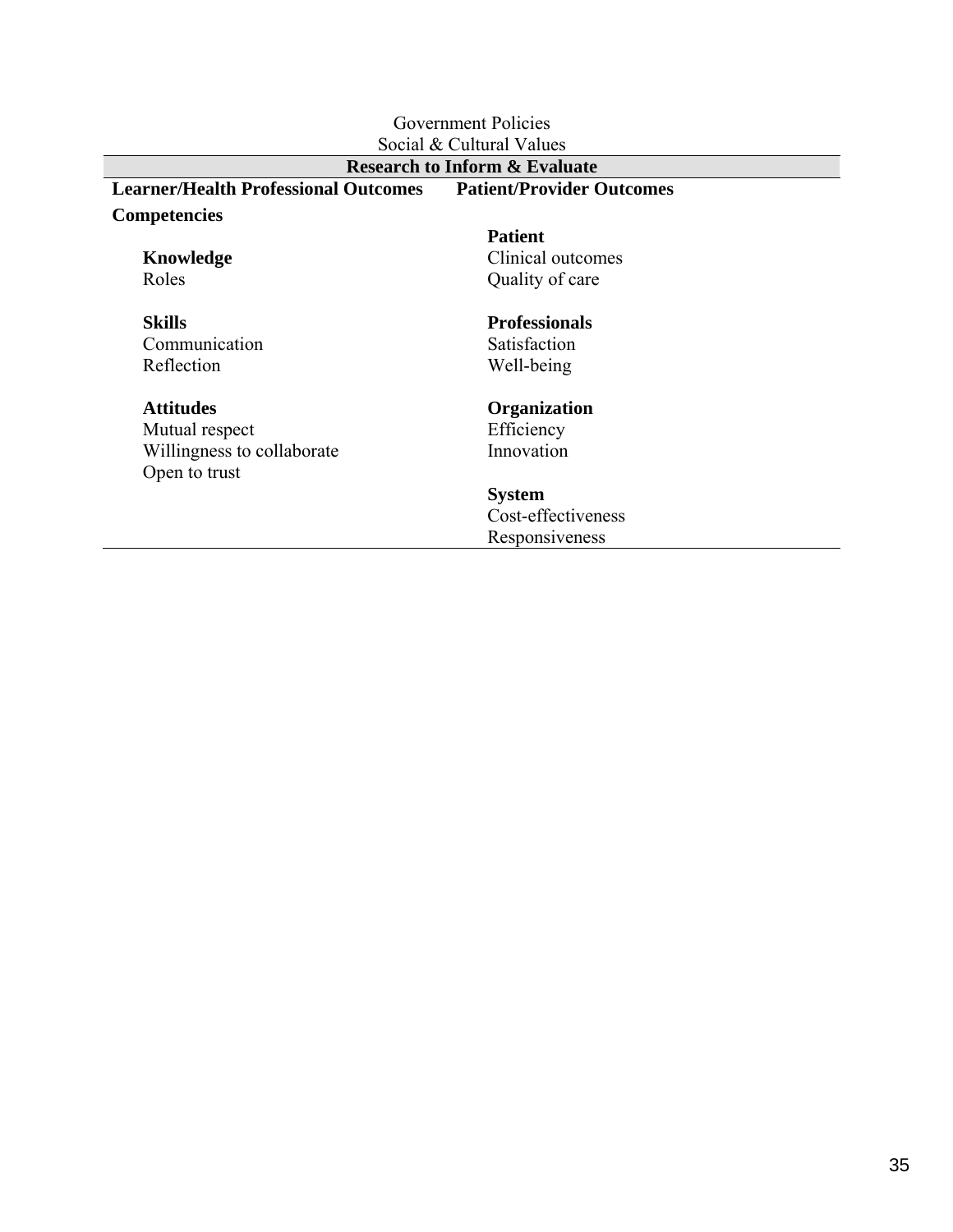Government Policies

Social & Cultural Values

| **Research to Inform & Evaluate** | |
|---|---|
| **Learner/Health Professional Outcomes** | **Patient/Provider Outcomes** |
| **Competencies** | |
| | **Patient** |
| **Knowledge** | Clinical outcomes |
| Roles | Quality of care |
| | |
| **Skills** | **Professionals** |
| Communication | Satisfaction |
| Reflection | Well-being |
| | |
| **Attitudes** | **Organization** |
| Mutual respect | Efficiency |
| Willingness to collaborate | Innovation |
| Open to trust | |
| | **System** |
| | Cost-effectiveness |
| | Responsiveness |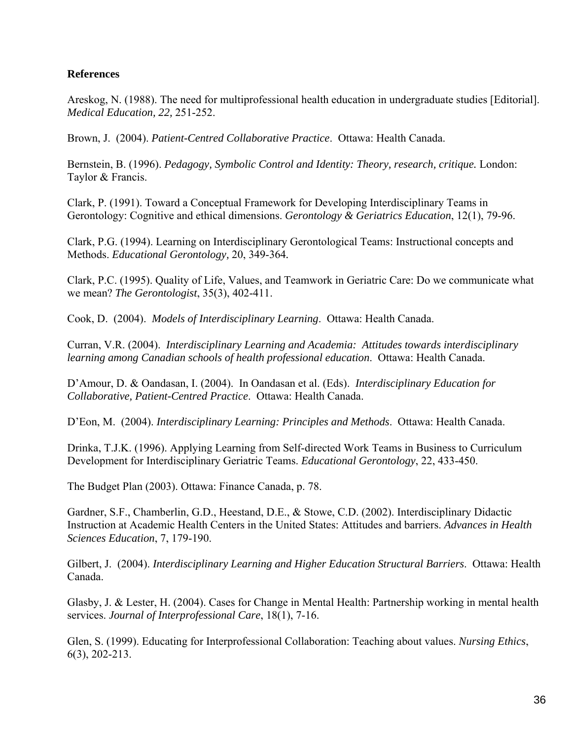**References**

Areskog, N. (1988). The need for multiprofessional health education in undergraduate studies [Editorial]. *Medical Education, 22,* 251-252.

Brown, J. (2004). *Patient-Centred Collaborative Practice*. Ottawa: Health Canada.

Bernstein, B. (1996). *Pedagogy, Symbolic Control and Identity: Theory, research, critique.* London: Taylor & Francis.

Clark, P. (1991). Toward a Conceptual Framework for Developing Interdisciplinary Teams in Gerontology: Cognitive and ethical dimensions. *Gerontology & Geriatrics Education*, 12(1), 79-96.

Clark, P.G. (1994). Learning on Interdisciplinary Gerontological Teams: Instructional concepts and Methods. *Educational Gerontology*, 20, 349-364.

Clark, P.C. (1995). Quality of Life, Values, and Teamwork in Geriatric Care: Do we communicate what we mean? *The Gerontologist*, 35(3), 402-411.

Cook, D. (2004). *Models of Interdisciplinary Learning*. Ottawa: Health Canada.

Curran, V.R. (2004). *Interdisciplinary Learning and Academia: Attitudes towards interdisciplinary learning among Canadian schools of health professional education*. Ottawa: Health Canada.

D'Amour, D. & Oandasan, I. (2004). In Oandasan et al. (Eds). *Interdisciplinary Education for Collaborative, Patient-Centred Practice*. Ottawa: Health Canada.

D'Eon, M. (2004). *Interdisciplinary Learning: Principles and Methods*. Ottawa: Health Canada.

Drinka, T.J.K. (1996). Applying Learning from Self-directed Work Teams in Business to Curriculum Development for Interdisciplinary Geriatric Teams. *Educational Gerontology*, 22, 433-450.

The Budget Plan (2003). Ottawa: Finance Canada, p. 78.

Gardner, S.F., Chamberlin, G.D., Heestand, D.E., & Stowe, C.D. (2002). Interdisciplinary Didactic Instruction at Academic Health Centers in the United States: Attitudes and barriers. *Advances in Health Sciences Education*, 7, 179-190.

Gilbert, J. (2004). *Interdisciplinary Learning and Higher Education Structural Barriers*. Ottawa: Health Canada.

Glasby, J. & Lester, H. (2004). Cases for Change in Mental Health: Partnership working in mental health services. *Journal of Interprofessional Care*, 18(1), 7-16.

Glen, S. (1999). Educating for Interprofessional Collaboration: Teaching about values. *Nursing Ethics*, 6(3), 202-213.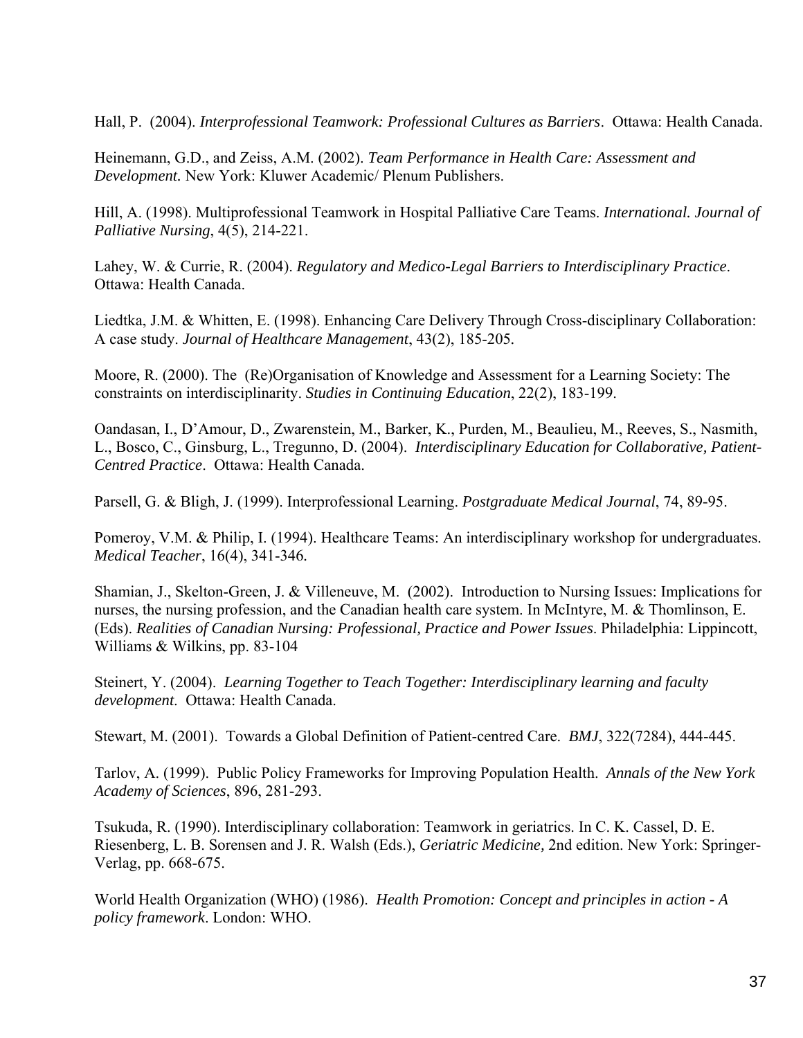Hall, P. (2004). *Interprofessional Teamwork: Professional Cultures as Barriers*. Ottawa: Health Canada.

Heinemann, G.D., and Zeiss, A.M. (2002). *Team Performance in Health Care: Assessment and Development.* New York: Kluwer Academic/ Plenum Publishers.

Hill, A. (1998). Multiprofessional Teamwork in Hospital Palliative Care Teams. *International. Journal of Palliative Nursing*, 4(5), 214-221.

Lahey, W. & Currie, R. (2004). *Regulatory and Medico-Legal Barriers to Interdisciplinary Practice*. Ottawa: Health Canada.

Liedtka, J.M. & Whitten, E. (1998). Enhancing Care Delivery Through Cross-disciplinary Collaboration: A case study. *Journal of Healthcare Management*, 43(2), 185-205.

Moore, R. (2000). The (Re)Organisation of Knowledge and Assessment for a Learning Society: The constraints on interdisciplinarity. *Studies in Continuing Education*, 22(2), 183-199.

Oandasan, I., D'Amour, D., Zwarenstein, M., Barker, K., Purden, M., Beaulieu, M., Reeves, S., Nasmith, L., Bosco, C., Ginsburg, L., Tregunno, D. (2004). *Interdisciplinary Education for Collaborative, Patient-Centred Practice*. Ottawa: Health Canada.

Parsell, G. & Bligh, J. (1999). Interprofessional Learning. *Postgraduate Medical Journal*, 74, 89-95.

Pomeroy, V.M. & Philip, I. (1994). Healthcare Teams: An interdisciplinary workshop for undergraduates. *Medical Teacher*, 16(4), 341-346.

Shamian, J., Skelton-Green, J. & Villeneuve, M. (2002). Introduction to Nursing Issues: Implications for nurses, the nursing profession, and the Canadian health care system. In McIntyre, M. & Thomlinson, E. (Eds). *Realities of Canadian Nursing: Professional, Practice and Power Issues*. Philadelphia: Lippincott, Williams & Wilkins, pp. 83-104

Steinert, Y. (2004). *Learning Together to Teach Together: Interdisciplinary learning and faculty development*. Ottawa: Health Canada.

Stewart, M. (2001). Towards a Global Definition of Patient-centred Care. *BMJ*, 322(7284), 444-445.

Tarlov, A. (1999). Public Policy Frameworks for Improving Population Health. *Annals of the New York Academy of Sciences*, 896, 281-293.

Tsukuda, R. (1990). Interdisciplinary collaboration: Teamwork in geriatrics. In C. K. Cassel, D. E. Riesenberg, L. B. Sorensen and J. R. Walsh (Eds.), *Geriatric Medicine,* 2nd edition. New York: Springer-Verlag, pp. 668-675.

World Health Organization (WHO) (1986). *Health Promotion: Concept and principles in action - A policy framework*. London: WHO.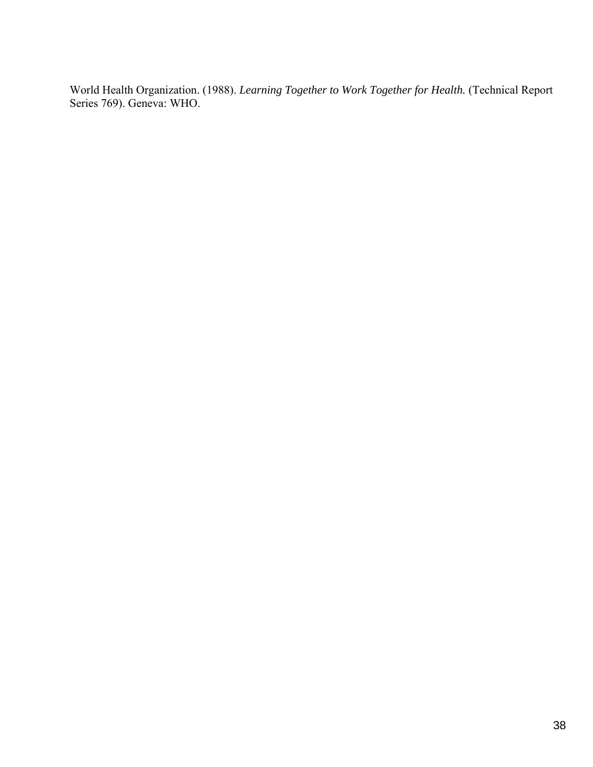World Health Organization. (1988). *Learning Together to Work Together for Health.* (Technical Report Series 769). Geneva: WHO.